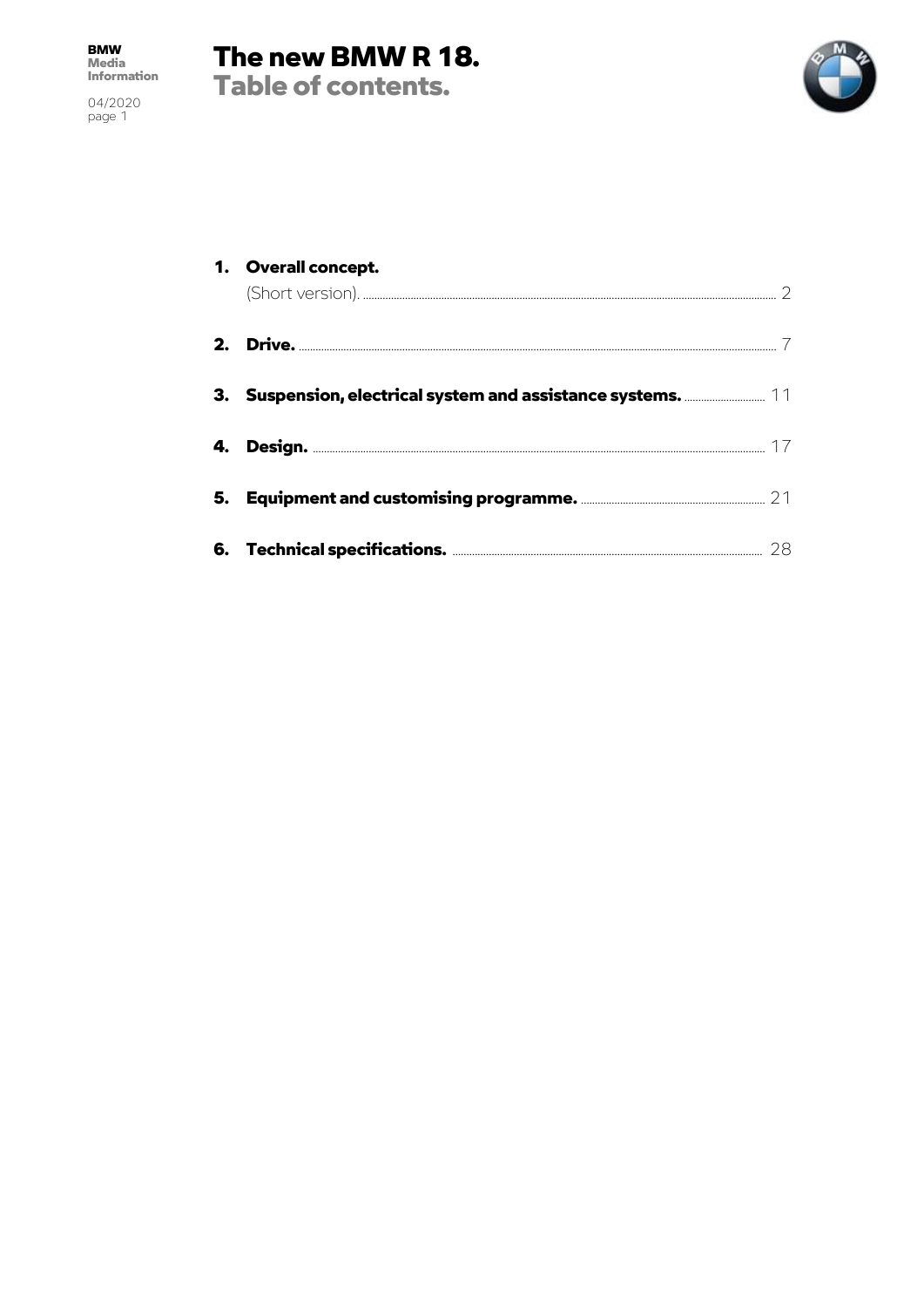# The new BMW R 18.
## Table of contents.

1. **Overall concept.**
   (Short version). ........ 2

2. **Drive.** ........ 7

3. **Suspension, electrical system and assistance systems.** ........ 11

4. **Design.** ........ 17

5. **Equipment and customising programme.** ........ 21

6. **Technical specifications.** ........ 28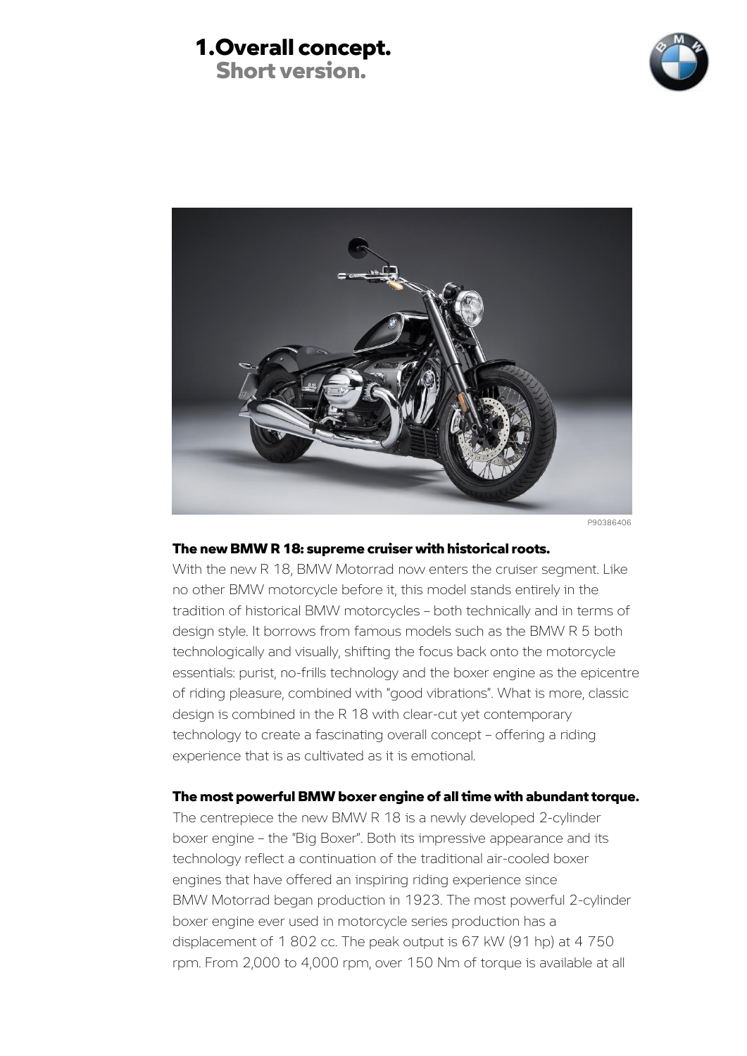# 1. Overall concept.
## Short version.

P90386406

**The new BMW R 18: supreme cruiser with historical roots.**

With the new R 18, BMW Motorrad now enters the cruiser segment. Like no other BMW motorcycle before it, this model stands entirely in the tradition of historical BMW motorcycles – both technically and in terms of design style. It borrows from famous models such as the BMW R 5 both technologically and visually, shifting the focus back onto the motorcycle essentials: purist, no-frills technology and the boxer engine as the epicentre of riding pleasure, combined with "good vibrations". What is more, classic design is combined in the R 18 with clear-cut yet contemporary technology to create a fascinating overall concept – offering a riding experience that is as cultivated as it is emotional.

**The most powerful BMW boxer engine of all time with abundant torque.**

The centrepiece the new BMW R 18 is a newly developed 2-cylinder boxer engine – the "Big Boxer". Both its impressive appearance and its technology reflect a continuation of the traditional air-cooled boxer engines that have offered an inspiring riding experience since BMW Motorrad began production in 1923. The most powerful 2-cylinder boxer engine ever used in motorcycle series production has a displacement of 1 802 cc. The peak output is 67 kW (91 hp) at 4 750 rpm. From 2,000 to 4,000 rpm, over 150 Nm of torque is available at all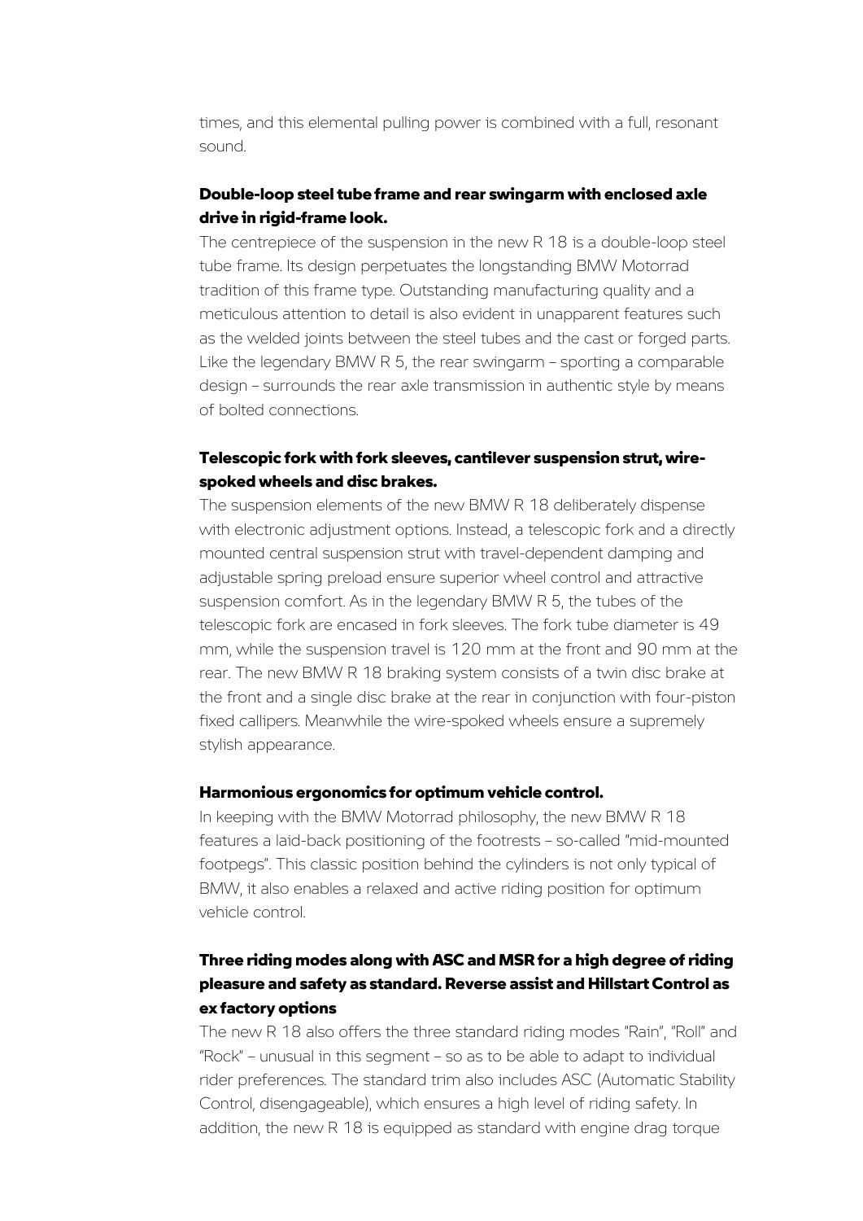times, and this elemental pulling power is combined with a full, resonant sound.

### Double-loop steel tube frame and rear swingarm with enclosed axle drive in rigid-frame look.

The centrepiece of the suspension in the new R 18 is a double-loop steel tube frame. Its design perpetuates the longstanding BMW Motorrad tradition of this frame type. Outstanding manufacturing quality and a meticulous attention to detail is also evident in unapparent features such as the welded joints between the steel tubes and the cast or forged parts. Like the legendary BMW R 5, the rear swingarm – sporting a comparable design – surrounds the rear axle transmission in authentic style by means of bolted connections.

### Telescopic fork with fork sleeves, cantilever suspension strut, wire-spoked wheels and disc brakes.

The suspension elements of the new BMW R 18 deliberately dispense with electronic adjustment options. Instead, a telescopic fork and a directly mounted central suspension strut with travel-dependent damping and adjustable spring preload ensure superior wheel control and attractive suspension comfort. As in the legendary BMW R 5, the tubes of the telescopic fork are encased in fork sleeves. The fork tube diameter is 49 mm, while the suspension travel is 120 mm at the front and 90 mm at the rear. The new BMW R 18 braking system consists of a twin disc brake at the front and a single disc brake at the rear in conjunction with four-piston fixed callipers. Meanwhile the wire-spoked wheels ensure a supremely stylish appearance.

### Harmonious ergonomics for optimum vehicle control.

In keeping with the BMW Motorrad philosophy, the new BMW R 18 features a laid-back positioning of the footrests – so-called "mid-mounted footpegs". This classic position behind the cylinders is not only typical of BMW, it also enables a relaxed and active riding position for optimum vehicle control.

### Three riding modes along with ASC and MSR for a high degree of riding pleasure and safety as standard. Reverse assist and Hillstart Control as ex factory options

The new R 18 also offers the three standard riding modes "Rain", "Roll" and "Rock" – unusual in this segment – so as to be able to adapt to individual rider preferences. The standard trim also includes ASC (Automatic Stability Control, disengageable), which ensures a high level of riding safety. In addition, the new R 18 is equipped as standard with engine drag torque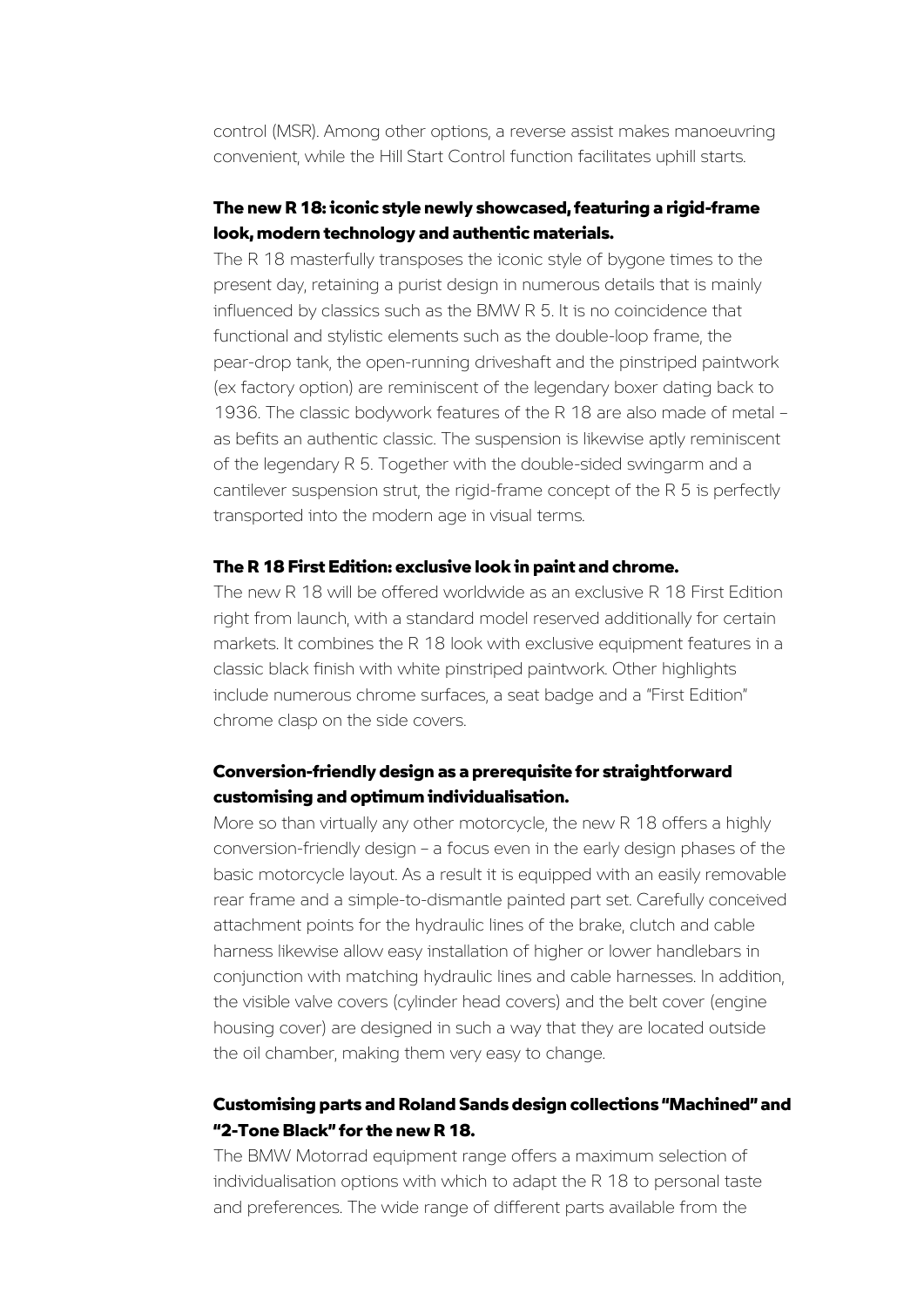control (MSR). Among other options, a reverse assist makes manoeuvring convenient, while the Hill Start Control function facilitates uphill starts.

### The new R 18: iconic style newly showcased, featuring a rigid-frame look, modern technology and authentic materials.

The R 18 masterfully transposes the iconic style of bygone times to the present day, retaining a purist design in numerous details that is mainly influenced by classics such as the BMW R 5. It is no coincidence that functional and stylistic elements such as the double-loop frame, the pear-drop tank, the open-running driveshaft and the pinstriped paintwork (ex factory option) are reminiscent of the legendary boxer dating back to 1936. The classic bodywork features of the R 18 are also made of metal – as befits an authentic classic. The suspension is likewise aptly reminiscent of the legendary R 5. Together with the double-sided swingarm and a cantilever suspension strut, the rigid-frame concept of the R 5 is perfectly transported into the modern age in visual terms.

### The R 18 First Edition: exclusive look in paint and chrome.

The new R 18 will be offered worldwide as an exclusive R 18 First Edition right from launch, with a standard model reserved additionally for certain markets. It combines the R 18 look with exclusive equipment features in a classic black finish with white pinstriped paintwork. Other highlights include numerous chrome surfaces, a seat badge and a "First Edition" chrome clasp on the side covers.

### Conversion-friendly design as a prerequisite for straightforward customising and optimum individualisation.

More so than virtually any other motorcycle, the new R 18 offers a highly conversion-friendly design – a focus even in the early design phases of the basic motorcycle layout. As a result it is equipped with an easily removable rear frame and a simple-to-dismantle painted part set. Carefully conceived attachment points for the hydraulic lines of the brake, clutch and cable harness likewise allow easy installation of higher or lower handlebars in conjunction with matching hydraulic lines and cable harnesses. In addition, the visible valve covers (cylinder head covers) and the belt cover (engine housing cover) are designed in such a way that they are located outside the oil chamber, making them very easy to change.

### Customising parts and Roland Sands design collections "Machined" and "2-Tone Black" for the new R 18.

The BMW Motorrad equipment range offers a maximum selection of individualisation options with which to adapt the R 18 to personal taste and preferences. The wide range of different parts available from the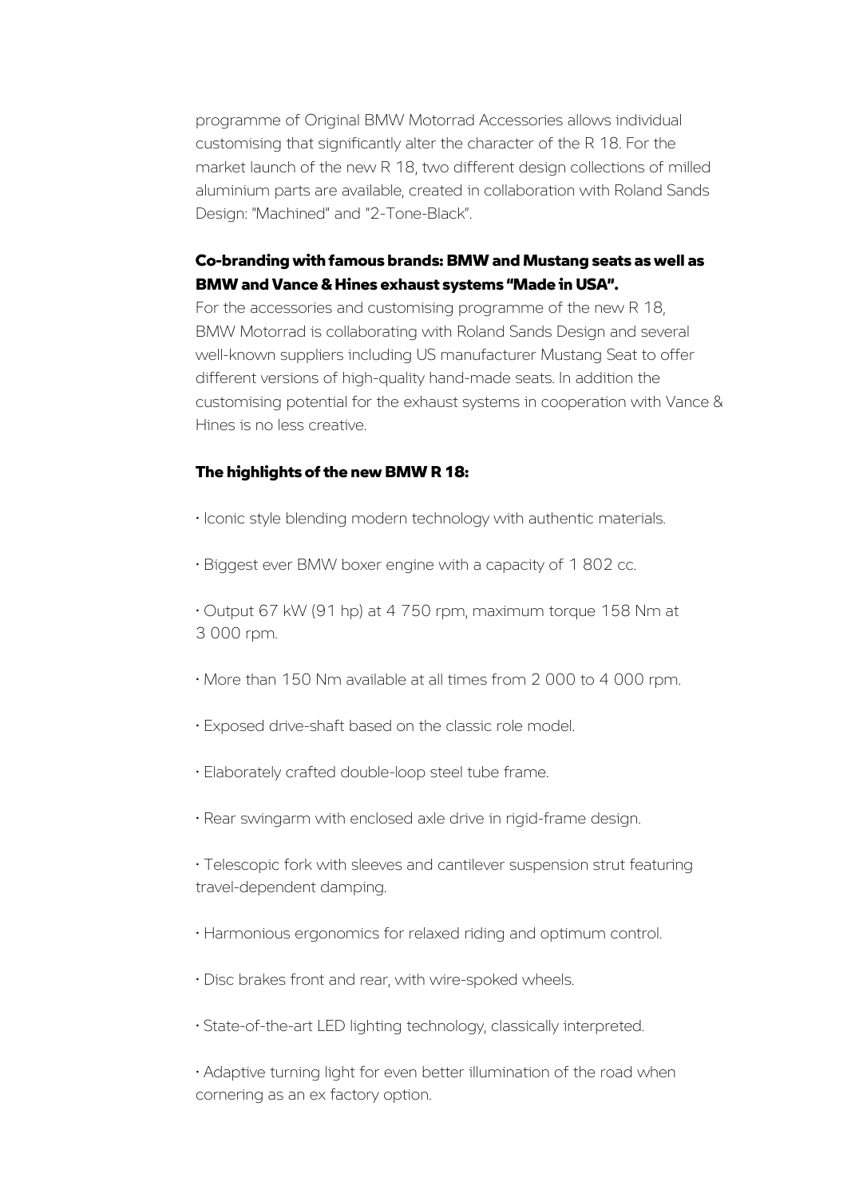programme of Original BMW Motorrad Accessories allows individual customising that significantly alter the character of the R 18. For the market launch of the new R 18, two different design collections of milled aluminium parts are available, created in collaboration with Roland Sands Design: "Machined" and "2-Tone-Black".

**Co-branding with famous brands: BMW and Mustang seats as well as BMW and Vance & Hines exhaust systems "Made in USA".**

For the accessories and customising programme of the new R 18, BMW Motorrad is collaborating with Roland Sands Design and several well-known suppliers including US manufacturer Mustang Seat to offer different versions of high-quality hand-made seats. In addition the customising potential for the exhaust systems in cooperation with Vance & Hines is no less creative.

**The highlights of the new BMW R 18:**

- Iconic style blending modern technology with authentic materials.
- Biggest ever BMW boxer engine with a capacity of 1 802 cc.
- Output 67 kW (91 hp) at 4 750 rpm, maximum torque 158 Nm at 3 000 rpm.
- More than 150 Nm available at all times from 2 000 to 4 000 rpm.
- Exposed drive-shaft based on the classic role model.
- Elaborately crafted double-loop steel tube frame.
- Rear swingarm with enclosed axle drive in rigid-frame design.
- Telescopic fork with sleeves and cantilever suspension strut featuring travel-dependent damping.
- Harmonious ergonomics for relaxed riding and optimum control.
- Disc brakes front and rear, with wire-spoked wheels.
- State-of-the-art LED lighting technology, classically interpreted.
- Adaptive turning light for even better illumination of the road when cornering as an ex factory option.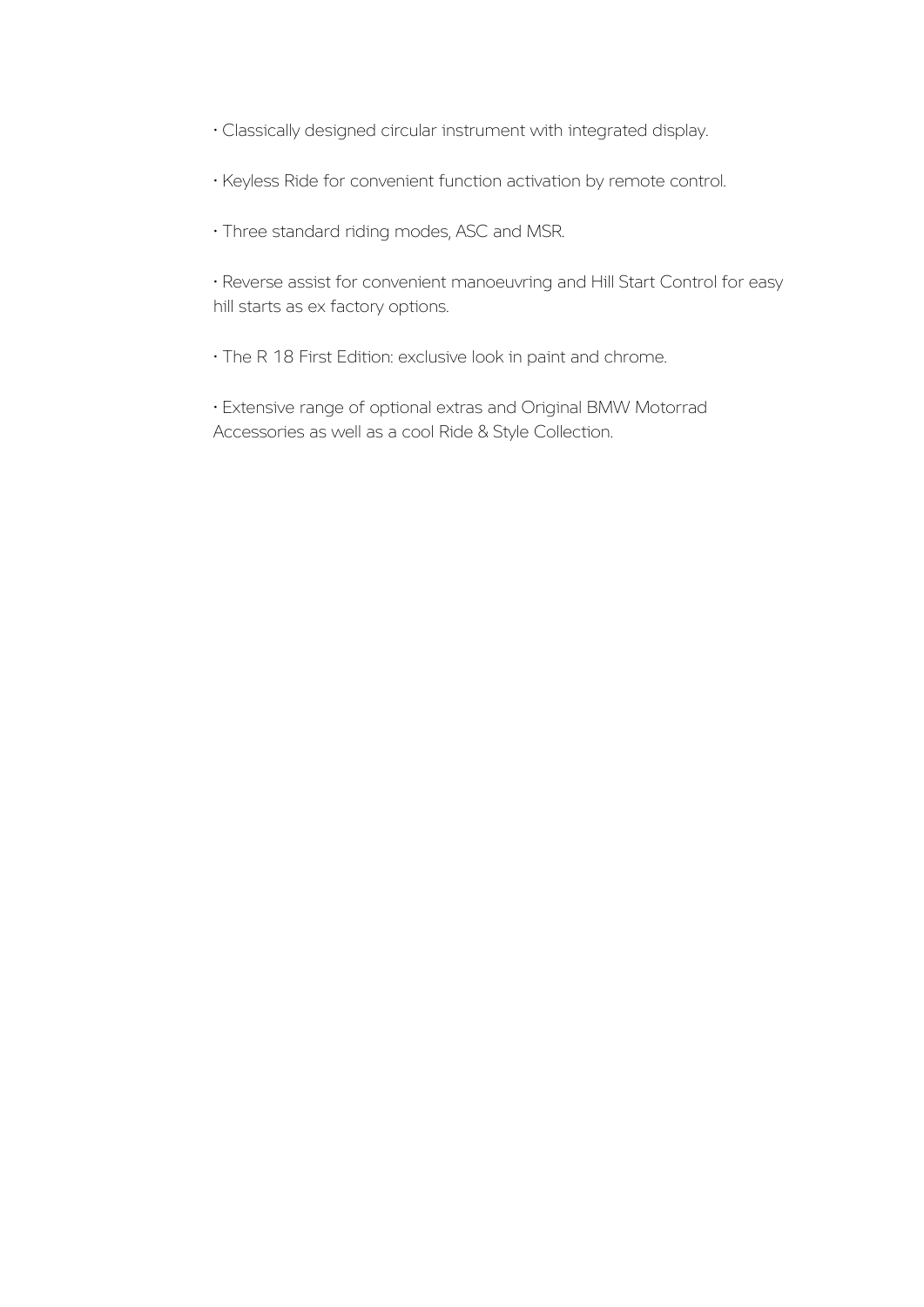- Classically designed circular instrument with integrated display.

- Keyless Ride for convenient function activation by remote control.

- Three standard riding modes, ASC and MSR.

- Reverse assist for convenient manoeuvring and Hill Start Control for easy hill starts as ex factory options.

- The R 18 First Edition: exclusive look in paint and chrome.

- Extensive range of optional extras and Original BMW Motorrad Accessories as well as a cool Ride & Style Collection.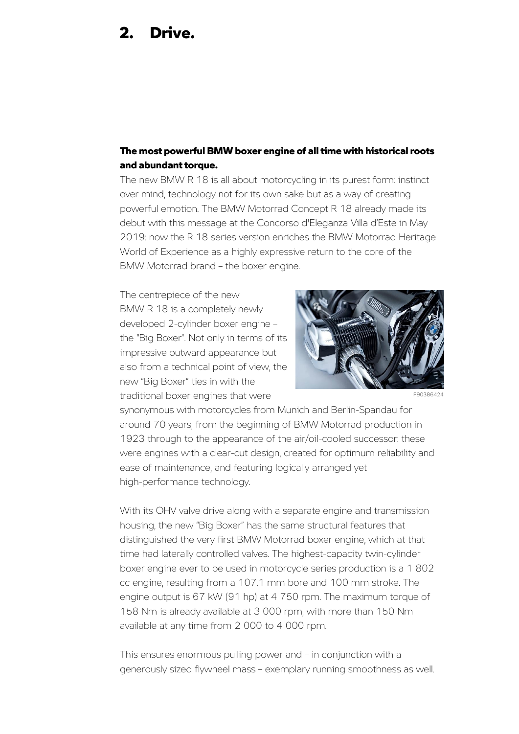# 2. Drive.

**The most powerful BMW boxer engine of all time with historical roots and abundant torque.**

The new BMW R 18 is all about motorcycling in its purest form: instinct over mind, technology not for its own sake but as a way of creating powerful emotion. The BMW Motorrad Concept R 18 already made its debut with this message at the Concorso d'Eleganza Villa d'Este in May 2019: now the R 18 series version enriches the BMW Motorrad Heritage World of Experience as a highly expressive return to the core of the BMW Motorrad brand – the boxer engine.

The centrepiece of the new BMW R 18 is a completely newly developed 2-cylinder boxer engine – the "Big Boxer". Not only in terms of its impressive outward appearance but also from a technical point of view, the new "Big Boxer" ties in with the traditional boxer engines that were synonymous with motorcycles from Munich and Berlin-Spandau for around 70 years, from the beginning of BMW Motorrad production in 1923 through to the appearance of the air/oil-cooled successor: these were engines with a clear-cut design, created for optimum reliability and ease of maintenance, and featuring logically arranged yet high-performance technology.

P90386424

With its OHV valve drive along with a separate engine and transmission housing, the new "Big Boxer" has the same structural features that distinguished the very first BMW Motorrad boxer engine, which at that time had laterally controlled valves. The highest-capacity twin-cylinder boxer engine ever to be used in motorcycle series production is a 1 802 cc engine, resulting from a 107.1 mm bore and 100 mm stroke. The engine output is 67 kW (91 hp) at 4 750 rpm. The maximum torque of 158 Nm is already available at 3 000 rpm, with more than 150 Nm available at any time from 2 000 to 4 000 rpm.

This ensures enormous pulling power and – in conjunction with a generously sized flywheel mass – exemplary running smoothness as well.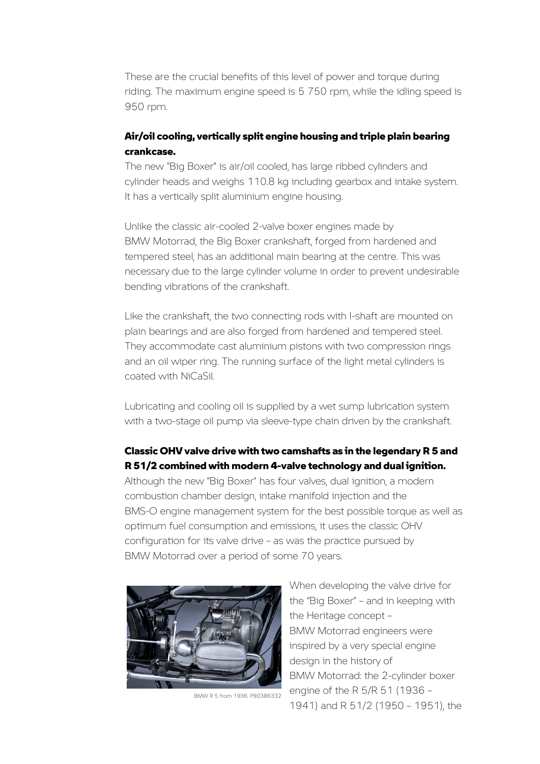These are the crucial benefits of this level of power and torque during riding. The maximum engine speed is 5 750 rpm, while the idling speed is 950 rpm.

**Air/oil cooling, vertically split engine housing and triple plain bearing crankcase.**

The new "Big Boxer" is air/oil cooled, has large ribbed cylinders and cylinder heads and weighs 110.8 kg including gearbox and intake system. It has a vertically split aluminium engine housing.

Unlike the classic air-cooled 2-valve boxer engines made by BMW Motorrad, the Big Boxer crankshaft, forged from hardened and tempered steel, has an additional main bearing at the centre. This was necessary due to the large cylinder volume in order to prevent undesirable bending vibrations of the crankshaft.

Like the crankshaft, the two connecting rods with I-shaft are mounted on plain bearings and are also forged from hardened and tempered steel. They accommodate cast aluminium pistons with two compression rings and an oil wiper ring. The running surface of the light metal cylinders is coated with NiCaSil.

Lubricating and cooling oil is supplied by a wet sump lubrication system with a two-stage oil pump via sleeve-type chain driven by the crankshaft.

**Classic OHV valve drive with two camshafts as in the legendary R 5 and R 51/2 combined with modern 4-valve technology and dual ignition.**

Although the new "Big Boxer" has four valves, dual ignition, a modern combustion chamber design, intake manifold injection and the BMS-O engine management system for the best possible torque as well as optimum fuel consumption and emissions, it uses the classic OHV configuration for its valve drive – as was the practice pursued by BMW Motorrad over a period of some 70 years.

BMW R 5 from 1936. P90386332

When developing the valve drive for the "Big Boxer" – and in keeping with the Heritage concept – BMW Motorrad engineers were inspired by a very special engine design in the history of BMW Motorrad: the 2-cylinder boxer engine of the R 5/R 51 (1936 – 1941) and R 51/2 (1950 – 1951), the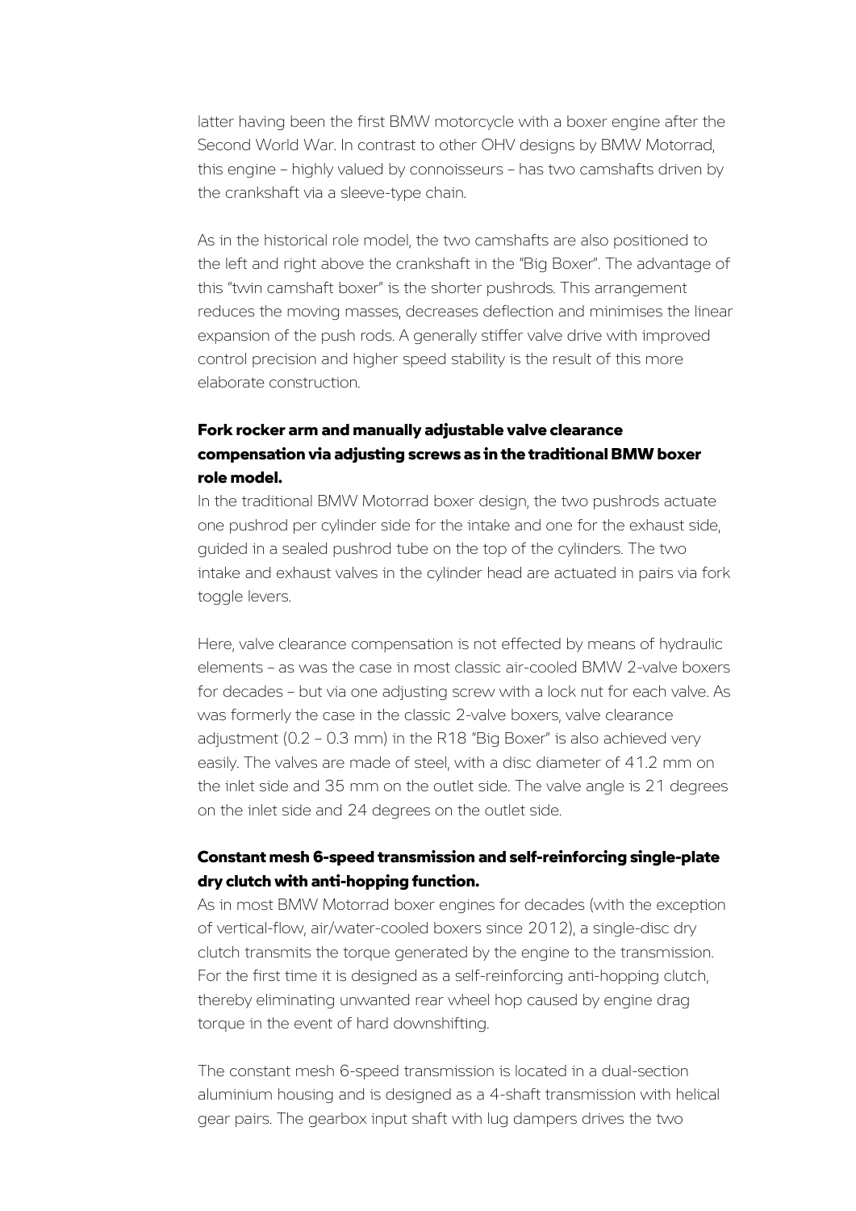latter having been the first BMW motorcycle with a boxer engine after the Second World War. In contrast to other OHV designs by BMW Motorrad, this engine – highly valued by connoisseurs – has two camshafts driven by the crankshaft via a sleeve-type chain.

As in the historical role model, the two camshafts are also positioned to the left and right above the crankshaft in the "Big Boxer". The advantage of this "twin camshaft boxer" is the shorter pushrods. This arrangement reduces the moving masses, decreases deflection and minimises the linear expansion of the push rods. A generally stiffer valve drive with improved control precision and higher speed stability is the result of this more elaborate construction.

**Fork rocker arm and manually adjustable valve clearance compensation via adjusting screws as in the traditional BMW boxer role model.**

In the traditional BMW Motorrad boxer design, the two pushrods actuate one pushrod per cylinder side for the intake and one for the exhaust side, guided in a sealed pushrod tube on the top of the cylinders. The two intake and exhaust valves in the cylinder head are actuated in pairs via fork toggle levers.

Here, valve clearance compensation is not effected by means of hydraulic elements – as was the case in most classic air-cooled BMW 2-valve boxers for decades – but via one adjusting screw with a lock nut for each valve. As was formerly the case in the classic 2-valve boxers, valve clearance adjustment (0.2 – 0.3 mm) in the R18 "Big Boxer" is also achieved very easily. The valves are made of steel, with a disc diameter of 41.2 mm on the inlet side and 35 mm on the outlet side. The valve angle is 21 degrees on the inlet side and 24 degrees on the outlet side.

**Constant mesh 6-speed transmission and self-reinforcing single-plate dry clutch with anti-hopping function.**

As in most BMW Motorrad boxer engines for decades (with the exception of vertical-flow, air/water-cooled boxers since 2012), a single-disc dry clutch transmits the torque generated by the engine to the transmission. For the first time it is designed as a self-reinforcing anti-hopping clutch, thereby eliminating unwanted rear wheel hop caused by engine drag torque in the event of hard downshifting.

The constant mesh 6-speed transmission is located in a dual-section aluminium housing and is designed as a 4-shaft transmission with helical gear pairs. The gearbox input shaft with lug dampers drives the two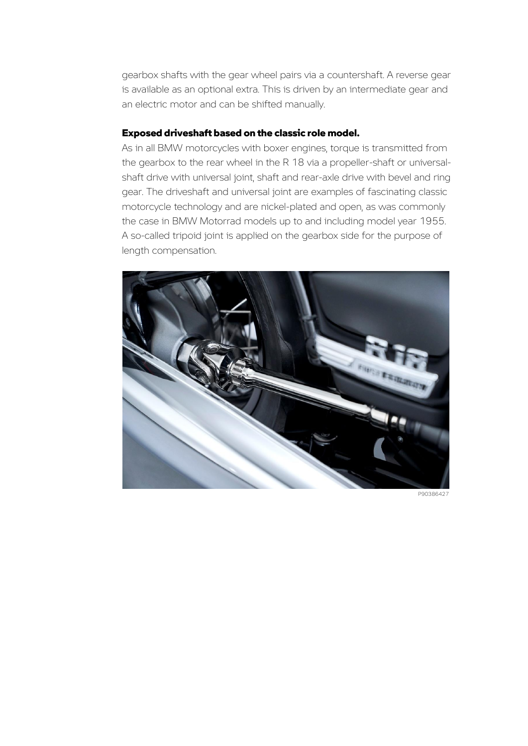gearbox shafts with the gear wheel pairs via a countershaft. A reverse gear is available as an optional extra. This is driven by an intermediate gear and an electric motor and can be shifted manually.

**Exposed driveshaft based on the classic role model.**

As in all BMW motorcycles with boxer engines, torque is transmitted from the gearbox to the rear wheel in the R 18 via a propeller-shaft or universal-shaft drive with universal joint, shaft and rear-axle drive with bevel and ring gear. The driveshaft and universal joint are examples of fascinating classic motorcycle technology and are nickel-plated and open, as was commonly the case in BMW Motorrad models up to and including model year 1955. A so-called tripoid joint is applied on the gearbox side for the purpose of length compensation.

P90386427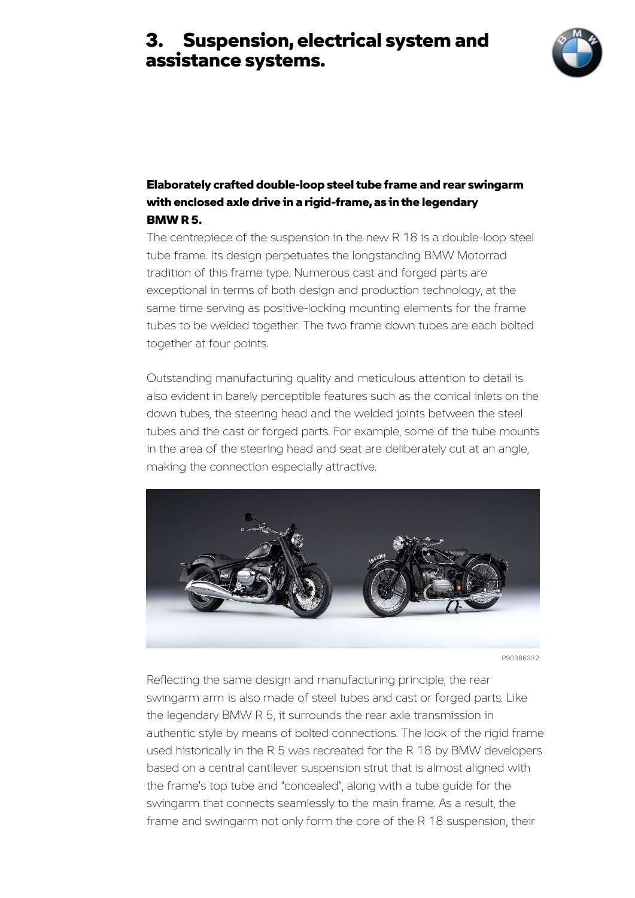# 3. Suspension, electrical system and assistance systems.

**Elaborately crafted double-loop steel tube frame and rear swingarm with enclosed axle drive in a rigid-frame, as in the legendary BMW R 5.**

The centrepiece of the suspension in the new R 18 is a double-loop steel tube frame. Its design perpetuates the longstanding BMW Motorrad tradition of this frame type. Numerous cast and forged parts are exceptional in terms of both design and production technology, at the same time serving as positive-locking mounting elements for the frame tubes to be welded together. The two frame down tubes are each bolted together at four points.

Outstanding manufacturing quality and meticulous attention to detail is also evident in barely perceptible features such as the conical inlets on the down tubes, the steering head and the welded joints between the steel tubes and the cast or forged parts. For example, some of the tube mounts in the area of the steering head and seat are deliberately cut at an angle, making the connection especially attractive.

P90386332

Reflecting the same design and manufacturing principle, the rear swingarm arm is also made of steel tubes and cast or forged parts. Like the legendary BMW R 5, it surrounds the rear axle transmission in authentic style by means of bolted connections. The look of the rigid frame used historically in the R 5 was recreated for the R 18 by BMW developers based on a central cantilever suspension strut that is almost aligned with the frame's top tube and "concealed", along with a tube guide for the swingarm that connects seamlessly to the main frame. As a result, the frame and swingarm not only form the core of the R 18 suspension, their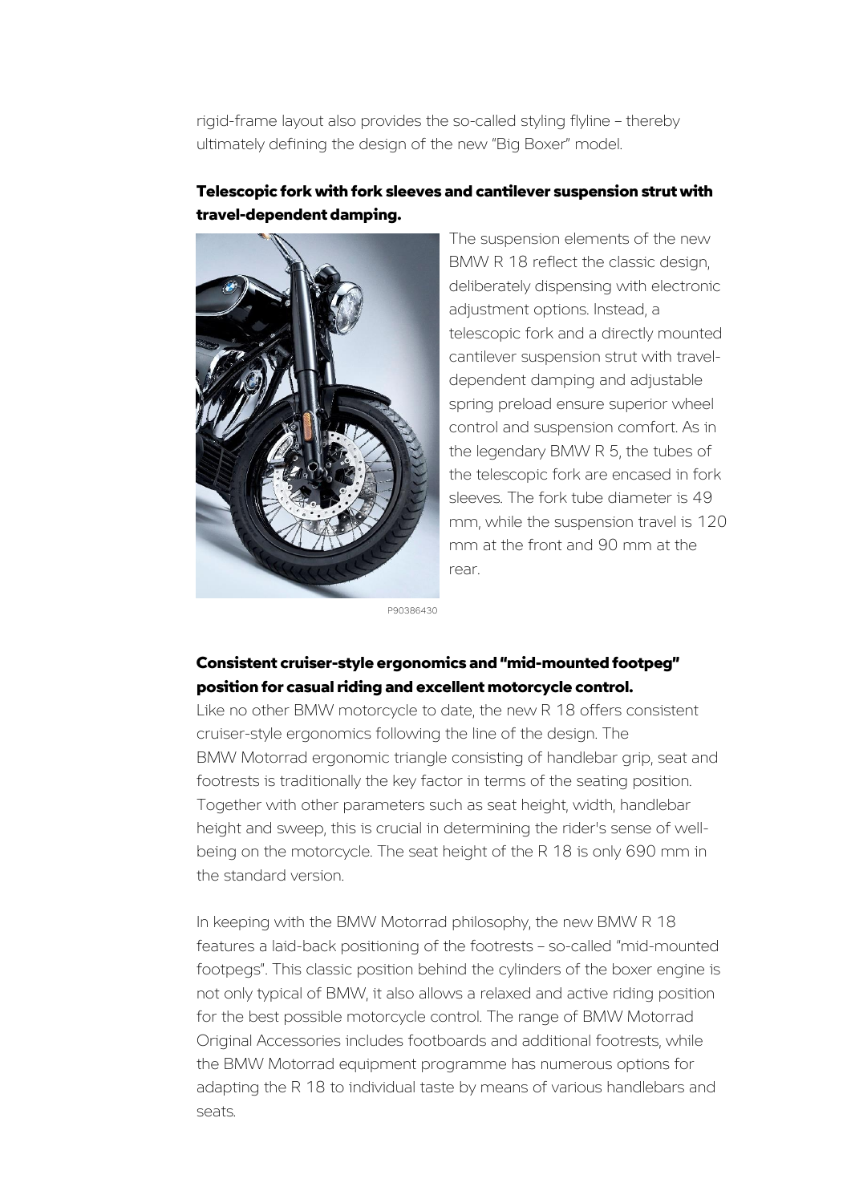rigid-frame layout also provides the so-called styling flyline – thereby ultimately defining the design of the new "Big Boxer" model.

**Telescopic fork with fork sleeves and cantilever suspension strut with travel-dependent damping.**

The suspension elements of the new BMW R 18 reflect the classic design, deliberately dispensing with electronic adjustment options. Instead, a telescopic fork and a directly mounted cantilever suspension strut with travel-dependent damping and adjustable spring preload ensure superior wheel control and suspension comfort. As in the legendary BMW R 5, the tubes of the telescopic fork are encased in fork sleeves. The fork tube diameter is 49 mm, while the suspension travel is 120 mm at the front and 90 mm at the rear.

P90386430

**Consistent cruiser-style ergonomics and "mid-mounted footpeg" position for casual riding and excellent motorcycle control.**

Like no other BMW motorcycle to date, the new R 18 offers consistent cruiser-style ergonomics following the line of the design. The BMW Motorrad ergonomic triangle consisting of handlebar grip, seat and footrests is traditionally the key factor in terms of the seating position. Together with other parameters such as seat height, width, handlebar height and sweep, this is crucial in determining the rider's sense of well-being on the motorcycle. The seat height of the R 18 is only 690 mm in the standard version.

In keeping with the BMW Motorrad philosophy, the new BMW R 18 features a laid-back positioning of the footrests – so-called "mid-mounted footpegs". This classic position behind the cylinders of the boxer engine is not only typical of BMW, it also allows a relaxed and active riding position for the best possible motorcycle control. The range of BMW Motorrad Original Accessories includes footboards and additional footrests, while the BMW Motorrad equipment programme has numerous options for adapting the R 18 to individual taste by means of various handlebars and seats.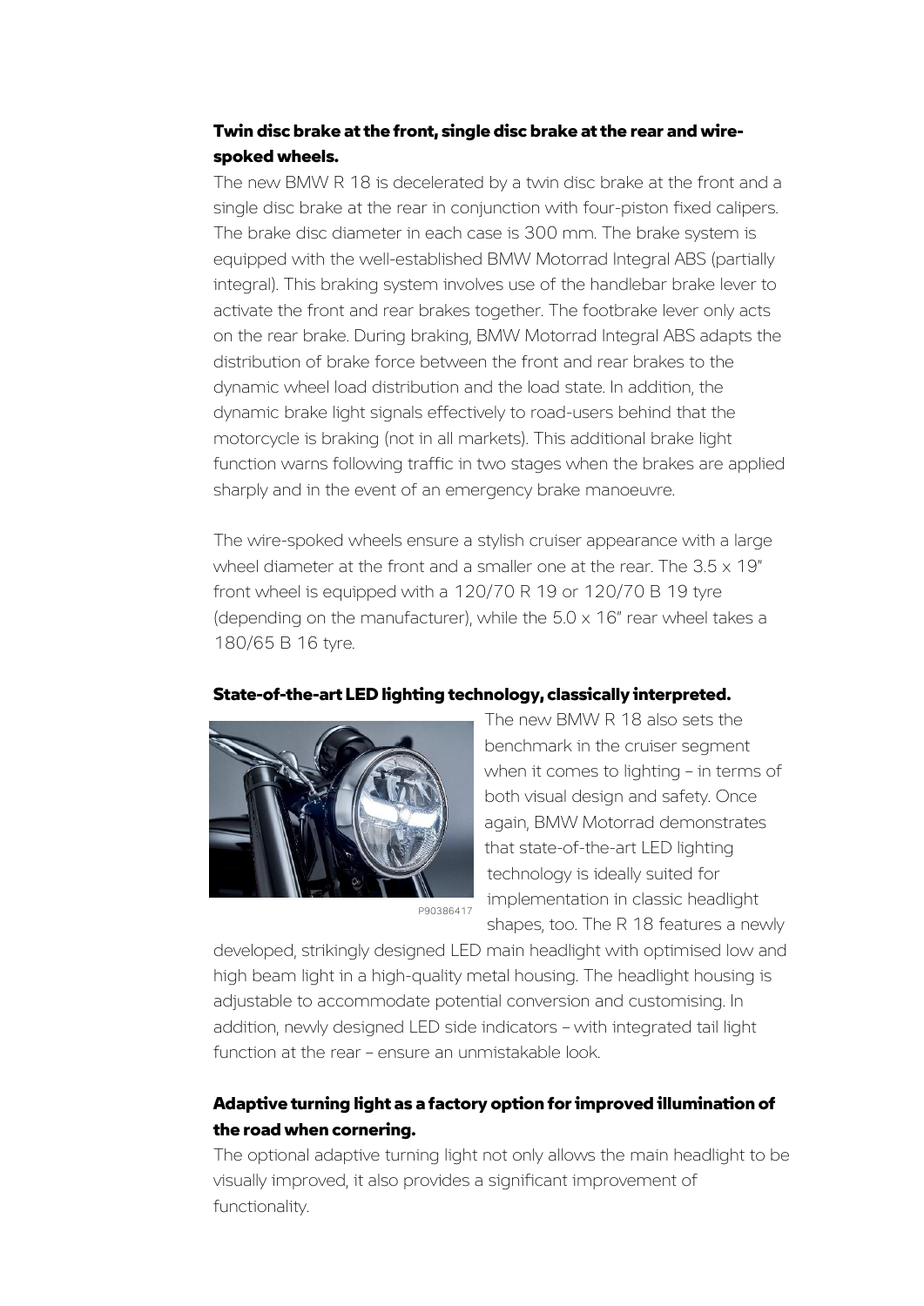**Twin disc brake at the front, single disc brake at the rear and wire-spoked wheels.**

The new BMW R 18 is decelerated by a twin disc brake at the front and a single disc brake at the rear in conjunction with four-piston fixed calipers. The brake disc diameter in each case is 300 mm. The brake system is equipped with the well-established BMW Motorrad Integral ABS (partially integral). This braking system involves use of the handlebar brake lever to activate the front and rear brakes together. The footbrake lever only acts on the rear brake. During braking, BMW Motorrad Integral ABS adapts the distribution of brake force between the front and rear brakes to the dynamic wheel load distribution and the load state. In addition, the dynamic brake light signals effectively to road-users behind that the motorcycle is braking (not in all markets). This additional brake light function warns following traffic in two stages when the brakes are applied sharply and in the event of an emergency brake manoeuvre.

The wire-spoked wheels ensure a stylish cruiser appearance with a large wheel diameter at the front and a smaller one at the rear. The 3.5 x 19" front wheel is equipped with a 120/70 R 19 or 120/70 B 19 tyre (depending on the manufacturer), while the 5.0 x 16" rear wheel takes a 180/65 B 16 tyre.

**State-of-the-art LED lighting technology, classically interpreted.**

P90386417

The new BMW R 18 also sets the benchmark in the cruiser segment when it comes to lighting – in terms of both visual design and safety. Once again, BMW Motorrad demonstrates that state-of-the-art LED lighting technology is ideally suited for implementation in classic headlight shapes, too. The R 18 features a newly developed, strikingly designed LED main headlight with optimised low and high beam light in a high-quality metal housing. The headlight housing is adjustable to accommodate potential conversion and customising. In addition, newly designed LED side indicators – with integrated tail light function at the rear – ensure an unmistakable look.

**Adaptive turning light as a factory option for improved illumination of the road when cornering.**

The optional adaptive turning light not only allows the main headlight to be visually improved, it also provides a significant improvement of functionality.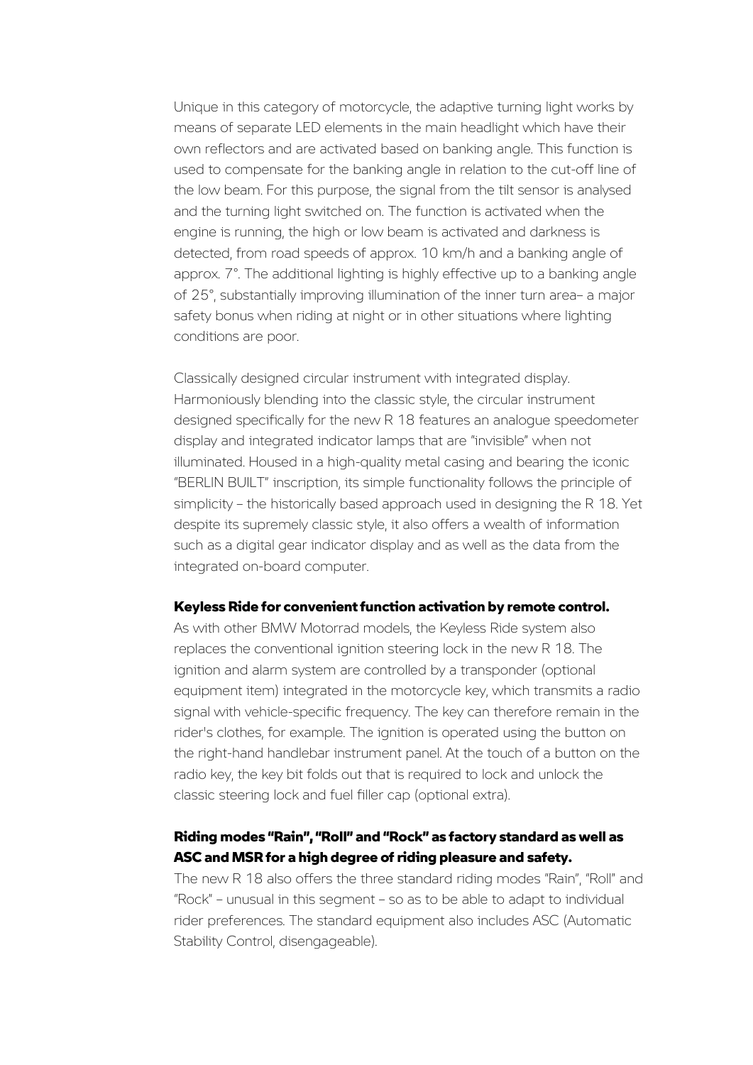Unique in this category of motorcycle, the adaptive turning light works by means of separate LED elements in the main headlight which have their own reflectors and are activated based on banking angle. This function is used to compensate for the banking angle in relation to the cut-off line of the low beam. For this purpose, the signal from the tilt sensor is analysed and the turning light switched on. The function is activated when the engine is running, the high or low beam is activated and darkness is detected, from road speeds of approx. 10 km/h and a banking angle of approx. 7°. The additional lighting is highly effective up to a banking angle of 25°, substantially improving illumination of the inner turn area– a major safety bonus when riding at night or in other situations where lighting conditions are poor.

Classically designed circular instrument with integrated display. Harmoniously blending into the classic style, the circular instrument designed specifically for the new R 18 features an analogue speedometer display and integrated indicator lamps that are "invisible" when not illuminated. Housed in a high-quality metal casing and bearing the iconic "BERLIN BUILT" inscription, its simple functionality follows the principle of simplicity – the historically based approach used in designing the R 18. Yet despite its supremely classic style, it also offers a wealth of information such as a digital gear indicator display and as well as the data from the integrated on-board computer.

**Keyless Ride for convenient function activation by remote control.**
As with other BMW Motorrad models, the Keyless Ride system also replaces the conventional ignition steering lock in the new R 18. The ignition and alarm system are controlled by a transponder (optional equipment item) integrated in the motorcycle key, which transmits a radio signal with vehicle-specific frequency. The key can therefore remain in the rider's clothes, for example. The ignition is operated using the button on the right-hand handlebar instrument panel. At the touch of a button on the radio key, the key bit folds out that is required to lock and unlock the classic steering lock and fuel filler cap (optional extra).

**Riding modes "Rain", "Roll" and "Rock" as factory standard as well as ASC and MSR for a high degree of riding pleasure and safety.**
The new R 18 also offers the three standard riding modes "Rain", "Roll" and "Rock" – unusual in this segment – so as to be able to adapt to individual rider preferences. The standard equipment also includes ASC (Automatic Stability Control, disengageable).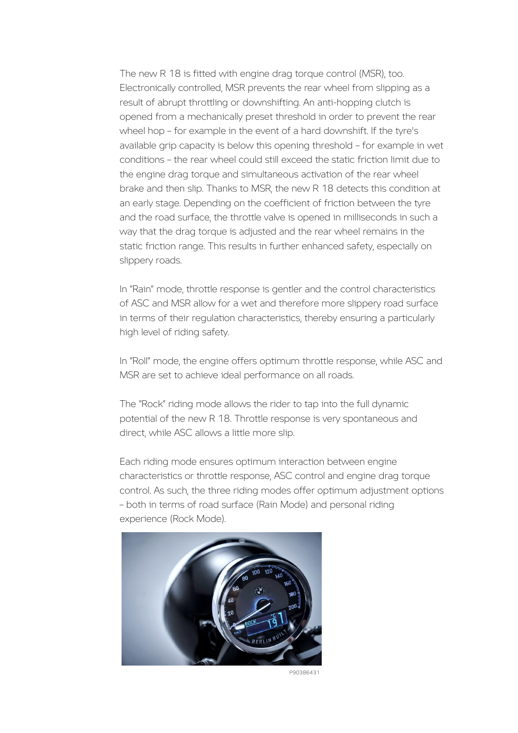The new R 18 is fitted with engine drag torque control (MSR), too. Electronically controlled, MSR prevents the rear wheel from slipping as a result of abrupt throttling or downshifting. An anti-hopping clutch is opened from a mechanically preset threshold in order to prevent the rear wheel hop – for example in the event of a hard downshift. If the tyre's available grip capacity is below this opening threshold – for example in wet conditions – the rear wheel could still exceed the static friction limit due to the engine drag torque and simultaneous activation of the rear wheel brake and then slip. Thanks to MSR, the new R 18 detects this condition at an early stage. Depending on the coefficient of friction between the tyre and the road surface, the throttle valve is opened in milliseconds in such a way that the drag torque is adjusted and the rear wheel remains in the static friction range. This results in further enhanced safety, especially on slippery roads.

In "Rain" mode, throttle response is gentler and the control characteristics of ASC and MSR allow for a wet and therefore more slippery road surface in terms of their regulation characteristics, thereby ensuring a particularly high level of riding safety.

In "Roll" mode, the engine offers optimum throttle response, while ASC and MSR are set to achieve ideal performance on all roads.

The "Rock" riding mode allows the rider to tap into the full dynamic potential of the new R 18. Throttle response is very spontaneous and direct, while ASC allows a little more slip.

Each riding mode ensures optimum interaction between engine characteristics or throttle response, ASC control and engine drag torque control. As such, the three riding modes offer optimum adjustment options – both in terms of road surface (Rain Mode) and personal riding experience (Rock Mode).

P90386431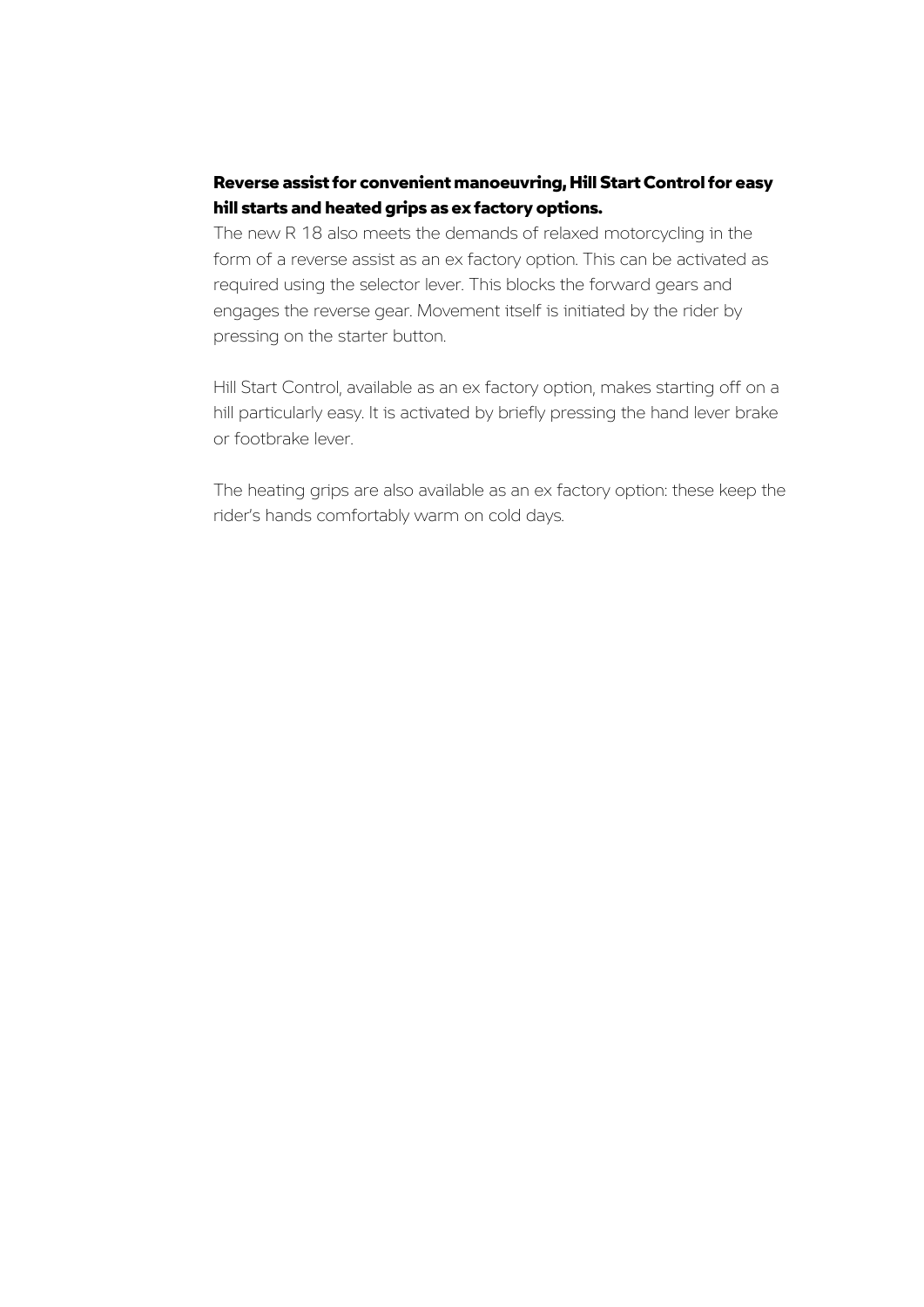**Reverse assist for convenient manoeuvring, Hill Start Control for easy hill starts and heated grips as ex factory options.**

The new R 18 also meets the demands of relaxed motorcycling in the form of a reverse assist as an ex factory option. This can be activated as required using the selector lever. This blocks the forward gears and engages the reverse gear. Movement itself is initiated by the rider by pressing on the starter button.

Hill Start Control, available as an ex factory option, makes starting off on a hill particularly easy. It is activated by briefly pressing the hand lever brake or footbrake lever.

The heating grips are also available as an ex factory option: these keep the rider's hands comfortably warm on cold days.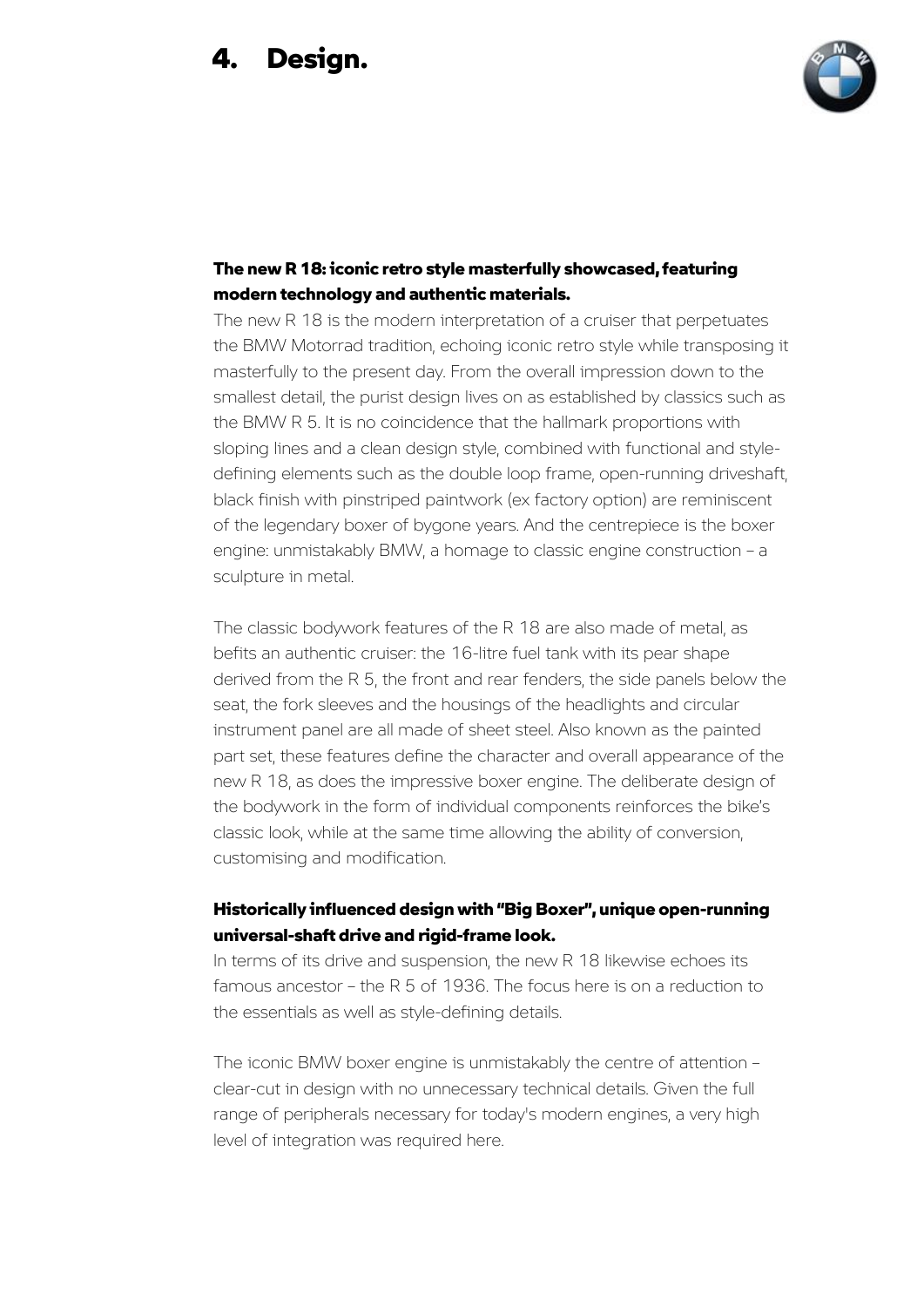# 4. Design.

**The new R 18: iconic retro style masterfully showcased, featuring modern technology and authentic materials.**

The new R 18 is the modern interpretation of a cruiser that perpetuates the BMW Motorrad tradition, echoing iconic retro style while transposing it masterfully to the present day. From the overall impression down to the smallest detail, the purist design lives on as established by classics such as the BMW R 5. It is no coincidence that the hallmark proportions with sloping lines and a clean design style, combined with functional and style-defining elements such as the double loop frame, open-running driveshaft, black finish with pinstriped paintwork (ex factory option) are reminiscent of the legendary boxer of bygone years. And the centrepiece is the boxer engine: unmistakably BMW, a homage to classic engine construction – a sculpture in metal.

The classic bodywork features of the R 18 are also made of metal, as befits an authentic cruiser: the 16-litre fuel tank with its pear shape derived from the R 5, the front and rear fenders, the side panels below the seat, the fork sleeves and the housings of the headlights and circular instrument panel are all made of sheet steel. Also known as the painted part set, these features define the character and overall appearance of the new R 18, as does the impressive boxer engine. The deliberate design of the bodywork in the form of individual components reinforces the bike's classic look, while at the same time allowing the ability of conversion, customising and modification.

**Historically influenced design with "Big Boxer", unique open-running universal-shaft drive and rigid-frame look.**

In terms of its drive and suspension, the new R 18 likewise echoes its famous ancestor – the R 5 of 1936. The focus here is on a reduction to the essentials as well as style-defining details.

The iconic BMW boxer engine is unmistakably the centre of attention – clear-cut in design with no unnecessary technical details. Given the full range of peripherals necessary for today's modern engines, a very high level of integration was required here.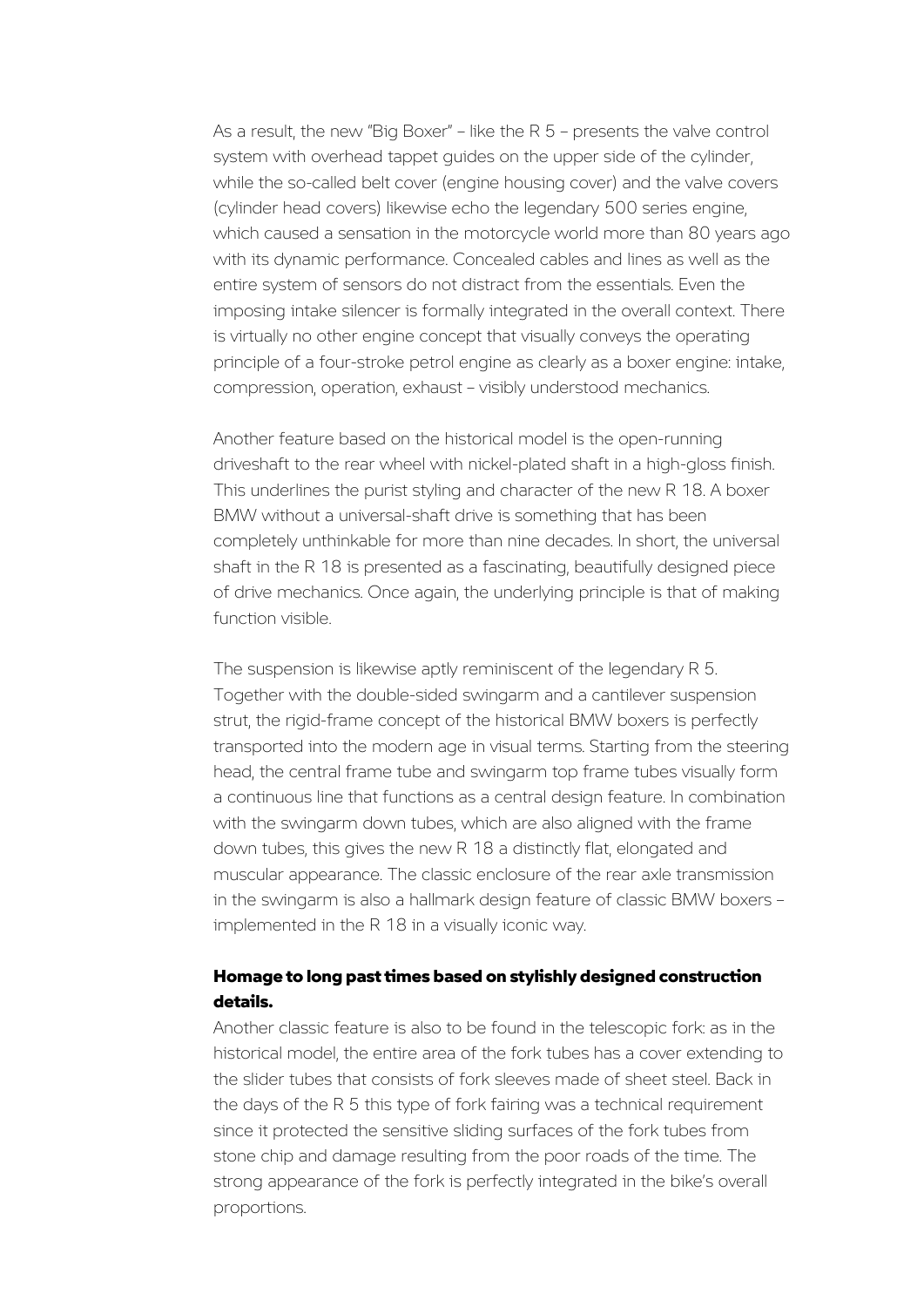As a result, the new "Big Boxer" – like the R 5 – presents the valve control system with overhead tappet guides on the upper side of the cylinder, while the so-called belt cover (engine housing cover) and the valve covers (cylinder head covers) likewise echo the legendary 500 series engine, which caused a sensation in the motorcycle world more than 80 years ago with its dynamic performance. Concealed cables and lines as well as the entire system of sensors do not distract from the essentials. Even the imposing intake silencer is formally integrated in the overall context. There is virtually no other engine concept that visually conveys the operating principle of a four-stroke petrol engine as clearly as a boxer engine: intake, compression, operation, exhaust – visibly understood mechanics.

Another feature based on the historical model is the open-running driveshaft to the rear wheel with nickel-plated shaft in a high-gloss finish. This underlines the purist styling and character of the new R 18. A boxer BMW without a universal-shaft drive is something that has been completely unthinkable for more than nine decades. In short, the universal shaft in the R 18 is presented as a fascinating, beautifully designed piece of drive mechanics. Once again, the underlying principle is that of making function visible.

The suspension is likewise aptly reminiscent of the legendary R 5. Together with the double-sided swingarm and a cantilever suspension strut, the rigid-frame concept of the historical BMW boxers is perfectly transported into the modern age in visual terms. Starting from the steering head, the central frame tube and swingarm top frame tubes visually form a continuous line that functions as a central design feature. In combination with the swingarm down tubes, which are also aligned with the frame down tubes, this gives the new R 18 a distinctly flat, elongated and muscular appearance. The classic enclosure of the rear axle transmission in the swingarm is also a hallmark design feature of classic BMW boxers – implemented in the R 18 in a visually iconic way.

**Homage to long past times based on stylishly designed construction details.**

Another classic feature is also to be found in the telescopic fork: as in the historical model, the entire area of the fork tubes has a cover extending to the slider tubes that consists of fork sleeves made of sheet steel. Back in the days of the R 5 this type of fork fairing was a technical requirement since it protected the sensitive sliding surfaces of the fork tubes from stone chip and damage resulting from the poor roads of the time. The strong appearance of the fork is perfectly integrated in the bike's overall proportions.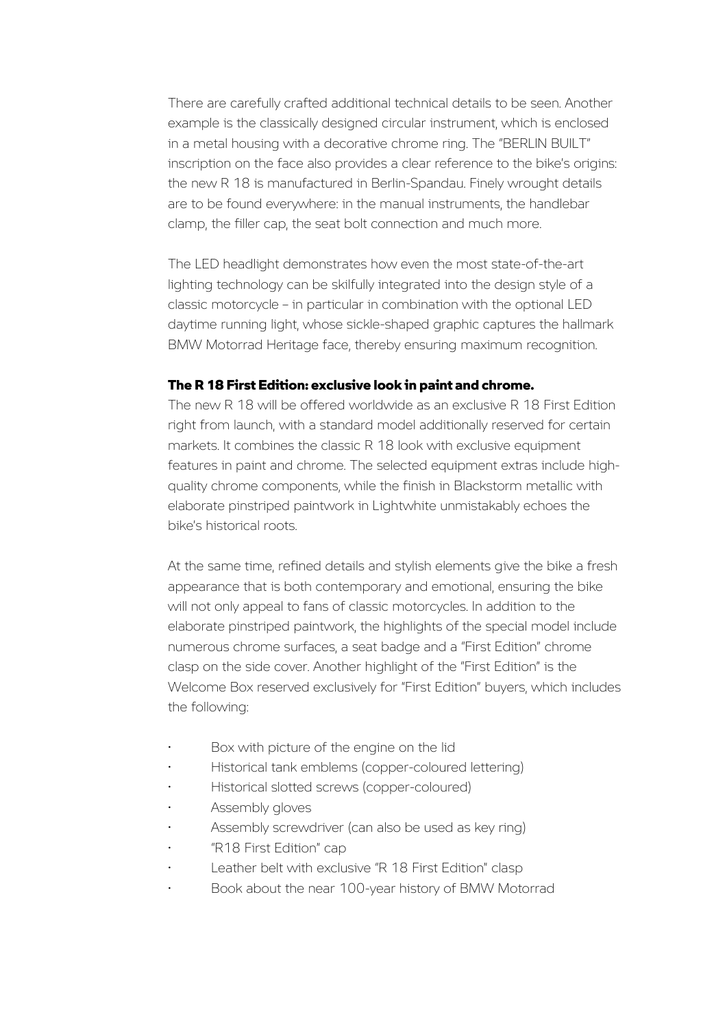There are carefully crafted additional technical details to be seen. Another example is the classically designed circular instrument, which is enclosed in a metal housing with a decorative chrome ring. The "BERLIN BUILT" inscription on the face also provides a clear reference to the bike's origins: the new R 18 is manufactured in Berlin-Spandau. Finely wrought details are to be found everywhere: in the manual instruments, the handlebar clamp, the filler cap, the seat bolt connection and much more.

The LED headlight demonstrates how even the most state-of-the-art lighting technology can be skilfully integrated into the design style of a classic motorcycle – in particular in combination with the optional LED daytime running light, whose sickle-shaped graphic captures the hallmark BMW Motorrad Heritage face, thereby ensuring maximum recognition.

**The R 18 First Edition: exclusive look in paint and chrome.**

The new R 18 will be offered worldwide as an exclusive R 18 First Edition right from launch, with a standard model additionally reserved for certain markets. It combines the classic R 18 look with exclusive equipment features in paint and chrome. The selected equipment extras include high-quality chrome components, while the finish in Blackstorm metallic with elaborate pinstriped paintwork in Lightwhite unmistakably echoes the bike's historical roots.

At the same time, refined details and stylish elements give the bike a fresh appearance that is both contemporary and emotional, ensuring the bike will not only appeal to fans of classic motorcycles. In addition to the elaborate pinstriped paintwork, the highlights of the special model include numerous chrome surfaces, a seat badge and a "First Edition" chrome clasp on the side cover. Another highlight of the "First Edition" is the Welcome Box reserved exclusively for "First Edition" buyers, which includes the following:

- Box with picture of the engine on the lid
- Historical tank emblems (copper-coloured lettering)
- Historical slotted screws (copper-coloured)
- Assembly gloves
- Assembly screwdriver (can also be used as key ring)
- "R18 First Edition" cap
- Leather belt with exclusive "R 18 First Edition" clasp
- Book about the near 100-year history of BMW Motorrad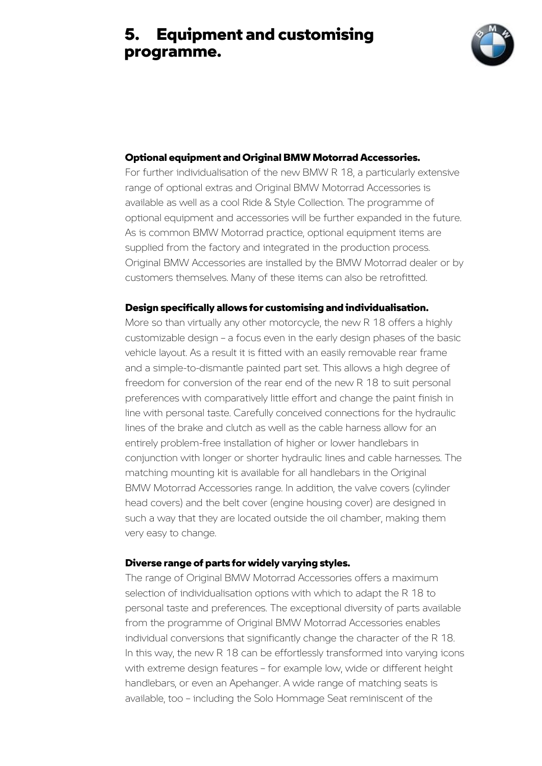# 5. Equipment and customising programme.

**Optional equipment and Original BMW Motorrad Accessories.**

For further individualisation of the new BMW R 18, a particularly extensive range of optional extras and Original BMW Motorrad Accessories is available as well as a cool Ride & Style Collection. The programme of optional equipment and accessories will be further expanded in the future. As is common BMW Motorrad practice, optional equipment items are supplied from the factory and integrated in the production process. Original BMW Accessories are installed by the BMW Motorrad dealer or by customers themselves. Many of these items can also be retrofitted.

**Design specifically allows for customising and individualisation.**

More so than virtually any other motorcycle, the new R 18 offers a highly customizable design – a focus even in the early design phases of the basic vehicle layout. As a result it is fitted with an easily removable rear frame and a simple-to-dismantle painted part set. This allows a high degree of freedom for conversion of the rear end of the new R 18 to suit personal preferences with comparatively little effort and change the paint finish in line with personal taste. Carefully conceived connections for the hydraulic lines of the brake and clutch as well as the cable harness allow for an entirely problem-free installation of higher or lower handlebars in conjunction with longer or shorter hydraulic lines and cable harnesses. The matching mounting kit is available for all handlebars in the Original BMW Motorrad Accessories range. In addition, the valve covers (cylinder head covers) and the belt cover (engine housing cover) are designed in such a way that they are located outside the oil chamber, making them very easy to change.

**Diverse range of parts for widely varying styles.**

The range of Original BMW Motorrad Accessories offers a maximum selection of individualisation options with which to adapt the R 18 to personal taste and preferences. The exceptional diversity of parts available from the programme of Original BMW Motorrad Accessories enables individual conversions that significantly change the character of the R 18. In this way, the new R 18 can be effortlessly transformed into varying icons with extreme design features – for example low, wide or different height handlebars, or even an Apehanger. A wide range of matching seats is available, too – including the Solo Hommage Seat reminiscent of the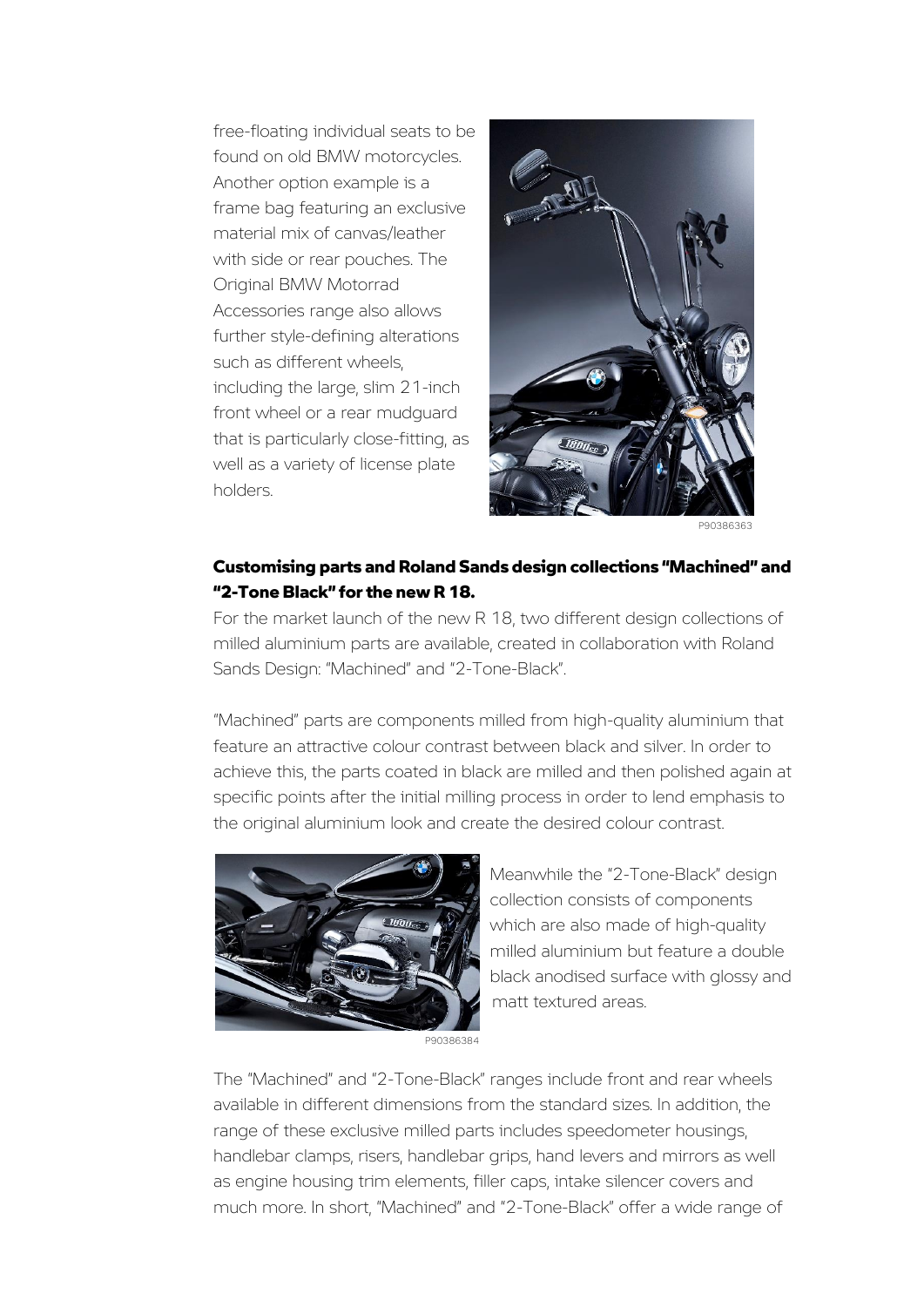free-floating individual seats to be found on old BMW motorcycles. Another option example is a frame bag featuring an exclusive material mix of canvas/leather with side or rear pouches. The Original BMW Motorrad Accessories range also allows further style-defining alterations such as different wheels, including the large, slim 21-inch front wheel or a rear mudguard that is particularly close-fitting, as well as a variety of license plate holders.

P90386363

### Customising parts and Roland Sands design collections "Machined" and "2-Tone Black" for the new R 18.

For the market launch of the new R 18, two different design collections of milled aluminium parts are available, created in collaboration with Roland Sands Design: "Machined" and "2-Tone-Black".

"Machined" parts are components milled from high-quality aluminium that feature an attractive colour contrast between black and silver. In order to achieve this, the parts coated in black are milled and then polished again at specific points after the initial milling process in order to lend emphasis to the original aluminium look and create the desired colour contrast.

P90386384

Meanwhile the "2-Tone-Black" design collection consists of components which are also made of high-quality milled aluminium but feature a double black anodised surface with glossy and matt textured areas.

The "Machined" and "2-Tone-Black" ranges include front and rear wheels available in different dimensions from the standard sizes. In addition, the range of these exclusive milled parts includes speedometer housings, handlebar clamps, risers, handlebar grips, hand levers and mirrors as well as engine housing trim elements, filler caps, intake silencer covers and much more. In short, "Machined" and "2-Tone-Black" offer a wide range of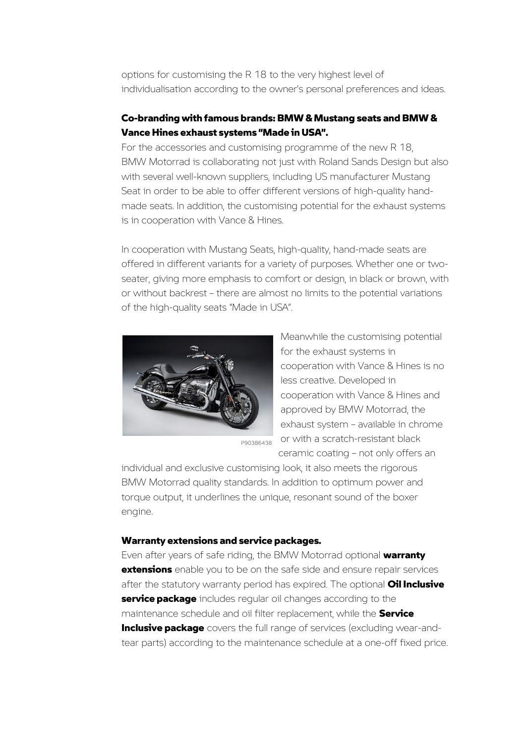options for customising the R 18 to the very highest level of individualisation according to the owner's personal preferences and ideas.

**Co-branding with famous brands: BMW & Mustang seats and BMW & Vance Hines exhaust systems "Made in USA".**

For the accessories and customising programme of the new R 18, BMW Motorrad is collaborating not just with Roland Sands Design but also with several well-known suppliers, including US manufacturer Mustang Seat in order to be able to offer different versions of high-quality hand-made seats. In addition, the customising potential for the exhaust systems is in cooperation with Vance & Hines.

In cooperation with Mustang Seats, high-quality, hand-made seats are offered in different variants for a variety of purposes. Whether one or two-seater, giving more emphasis to comfort or design, in black or brown, with or without backrest – there are almost no limits to the potential variations of the high-quality seats "Made in USA".

P90386438

Meanwhile the customising potential for the exhaust systems in cooperation with Vance & Hines is no less creative. Developed in cooperation with Vance & Hines and approved by BMW Motorrad, the exhaust system – available in chrome or with a scratch-resistant black ceramic coating – not only offers an individual and exclusive customising look, it also meets the rigorous BMW Motorrad quality standards. In addition to optimum power and torque output, it underlines the unique, resonant sound of the boxer engine.

**Warranty extensions and service packages.**

Even after years of safe riding, the BMW Motorrad optional **warranty extensions** enable you to be on the safe side and ensure repair services after the statutory warranty period has expired. The optional **Oil Inclusive service package** includes regular oil changes according to the maintenance schedule and oil filter replacement, while the **Service Inclusive package** covers the full range of services (excluding wear-and-tear parts) according to the maintenance schedule at a one-off fixed price.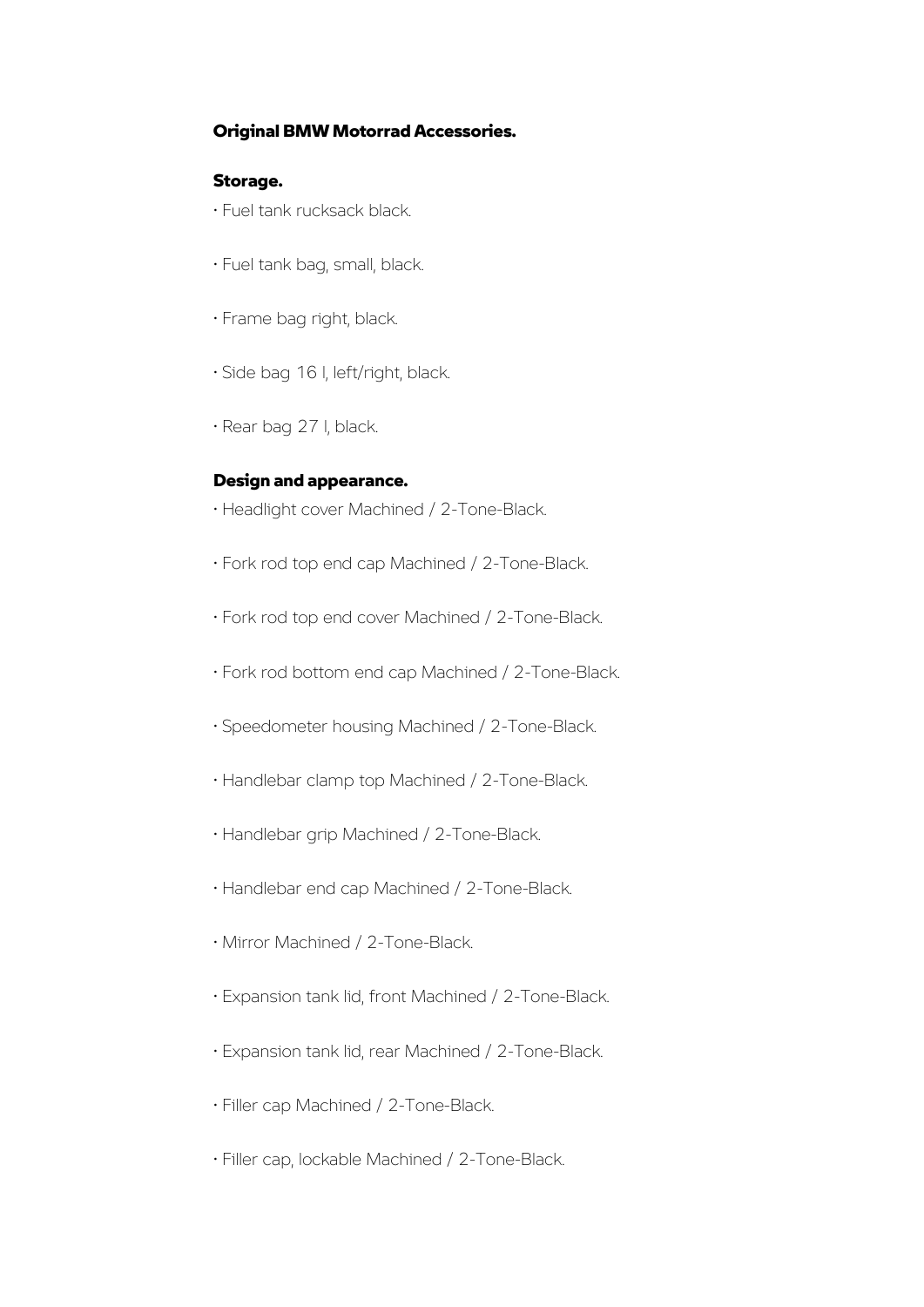## Original BMW Motorrad Accessories.

### Storage.

- Fuel tank rucksack black.
- Fuel tank bag, small, black.
- Frame bag right, black.
- Side bag 16 l, left/right, black.
- Rear bag 27 l, black.

### Design and appearance.

- Headlight cover Machined / 2-Tone-Black.
- Fork rod top end cap Machined / 2-Tone-Black.
- Fork rod top end cover Machined / 2-Tone-Black.
- Fork rod bottom end cap Machined / 2-Tone-Black.
- Speedometer housing Machined / 2-Tone-Black.
- Handlebar clamp top Machined / 2-Tone-Black.
- Handlebar grip Machined / 2-Tone-Black.
- Handlebar end cap Machined / 2-Tone-Black.
- Mirror Machined / 2-Tone-Black.
- Expansion tank lid, front Machined / 2-Tone-Black.
- Expansion tank lid, rear Machined / 2-Tone-Black.
- Filler cap Machined / 2-Tone-Black.
- Filler cap, lockable Machined / 2-Tone-Black.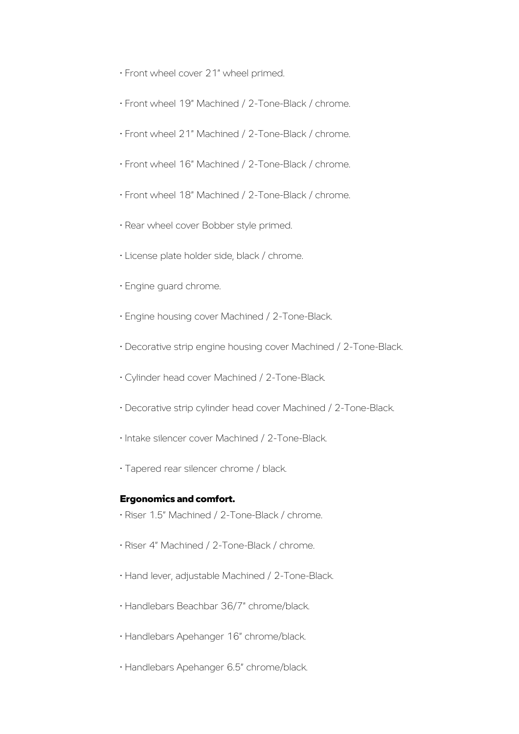- Front wheel cover 21" wheel primed.
- Front wheel 19" Machined / 2-Tone-Black / chrome.
- Front wheel 21" Machined / 2-Tone-Black / chrome.
- Front wheel 16" Machined / 2-Tone-Black / chrome.
- Front wheel 18" Machined / 2-Tone-Black / chrome.
- Rear wheel cover Bobber style primed.
- License plate holder side, black / chrome.
- Engine guard chrome.
- Engine housing cover Machined / 2-Tone-Black.
- Decorative strip engine housing cover Machined / 2-Tone-Black.
- Cylinder head cover Machined / 2-Tone-Black.
- Decorative strip cylinder head cover Machined / 2-Tone-Black.
- Intake silencer cover Machined / 2-Tone-Black.
- Tapered rear silencer chrome / black.

**Ergonomics and comfort.**

- Riser 1.5" Machined / 2-Tone-Black / chrome.
- Riser 4" Machined / 2-Tone-Black / chrome.
- Hand lever, adjustable Machined / 2-Tone-Black.
- Handlebars Beachbar 36/7" chrome/black.
- Handlebars Apehanger 16" chrome/black.
- Handlebars Apehanger 6.5" chrome/black.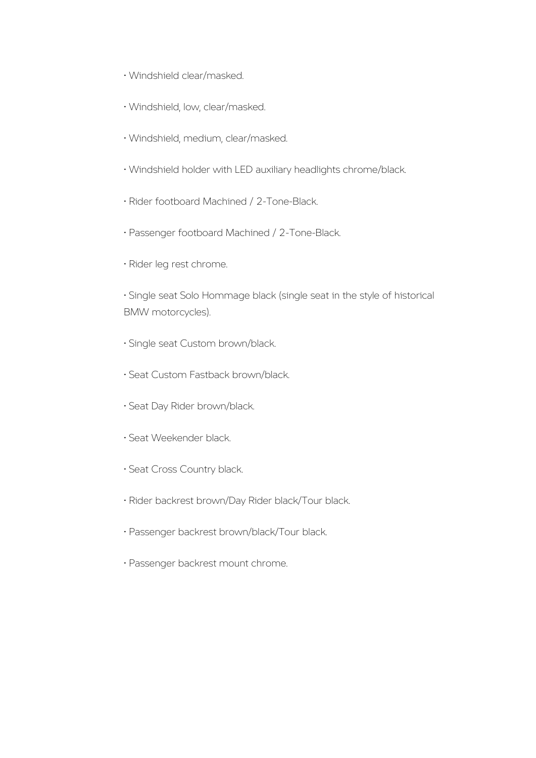- Windshield clear/masked.
- Windshield, low, clear/masked.
- Windshield, medium, clear/masked.
- Windshield holder with LED auxiliary headlights chrome/black.
- Rider footboard Machined / 2-Tone-Black.
- Passenger footboard Machined / 2-Tone-Black.
- Rider leg rest chrome.
- Single seat Solo Hommage black (single seat in the style of historical BMW motorcycles).
- Single seat Custom brown/black.
- Seat Custom Fastback brown/black.
- Seat Day Rider brown/black.
- Seat Weekender black.
- Seat Cross Country black.
- Rider backrest brown/Day Rider black/Tour black.
- Passenger backrest brown/black/Tour black.
- Passenger backrest mount chrome.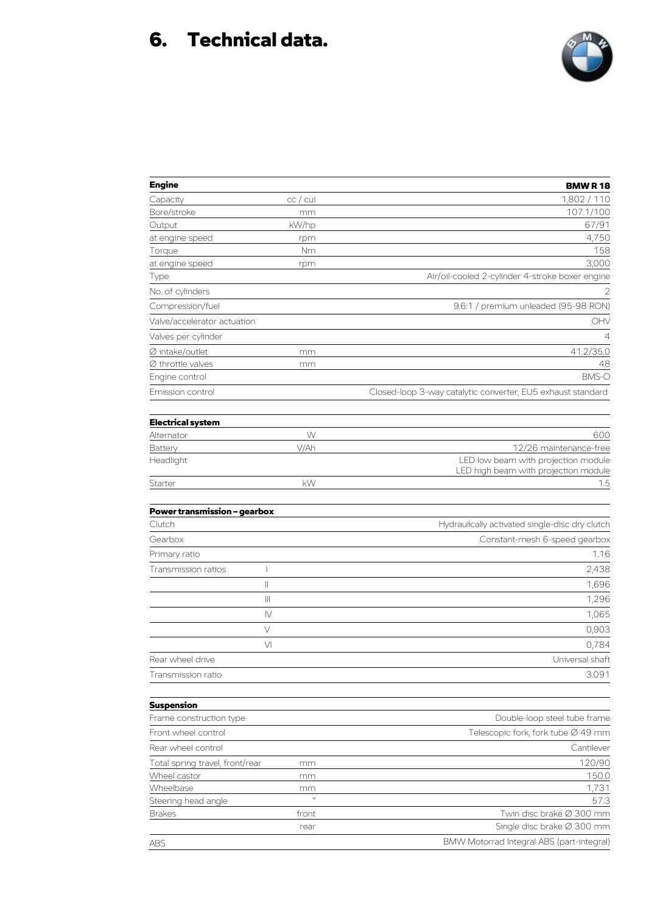# 6. Technical data.

| Engine | | BMW R 18 |
|---|---|---|
| Capacity | cc / cui | 1,802 / 110 |
| Bore/stroke | mm | 107.1/100 |
| Output | kW/hp | 67/91 |
| at engine speed | rpm | 4,750 |
| Torque | Nm | 158 |
| at engine speed | rpm | 3,000 |
| Type | | Air/oil-cooled 2-cylinder 4-stroke boxer engine |
| No. of cylinders | | 2 |
| Compression/fuel | | 9.6:1 / premium unleaded (95-98 RON) |
| Valve/accelerator actuation | | OHV |
| Valves per cylinder | | 4 |
| Ø intake/outlet | mm | 41.2/35.0 |
| Ø throttle valves | mm | 48 |
| Engine control | | BMS-O |
| Emission control | | Closed-loop 3-way catalytic converter, EU5 exhaust standard |

| Electrical system | | |
|---|---|---|
| Alternator | W | 600 |
| Battery | V/Ah | 12/26 maintenance-free |
| Headlight | | LED low beam with projection module<br>LED high beam with projection module |
| Starter | kW | 1.5 |

| Power transmission – gearbox | | |
|---|---|---|
| Clutch | | Hydraulically activated single-disc dry clutch |
| Gearbox | | Constant-mesh 6-speed gearbox |
| Primary ratio | | 1.16 |
| Transmission ratios | I | 2,438 |
| | II | 1,696 |
| | III | 1,296 |
| | IV | 1,065 |
| | V | 0,903 |
| | VI | 0,784 |
| Rear wheel drive | | Universal shaft |
| Transmission ratio | | 3.091 |

| Suspension | | |
|---|---|---|
| Frame construction type | | Double-loop steel tube frame |
| Front wheel control | | Telescopic fork, fork tube Ø 49 mm |
| Rear wheel control | | Cantilever |
| Total spring travel, front/rear | mm | 120/90 |
| Wheel castor | mm | 150.0 |
| Wheelbase | mm | 1,731 |
| Steering head angle | ° | 57.3 |
| Brakes | front | Twin disc brake Ø 300 mm |
| | rear | Single disc brake Ø 300 mm |
| ABS | | BMW Motorrad Integral ABS (part-integral) |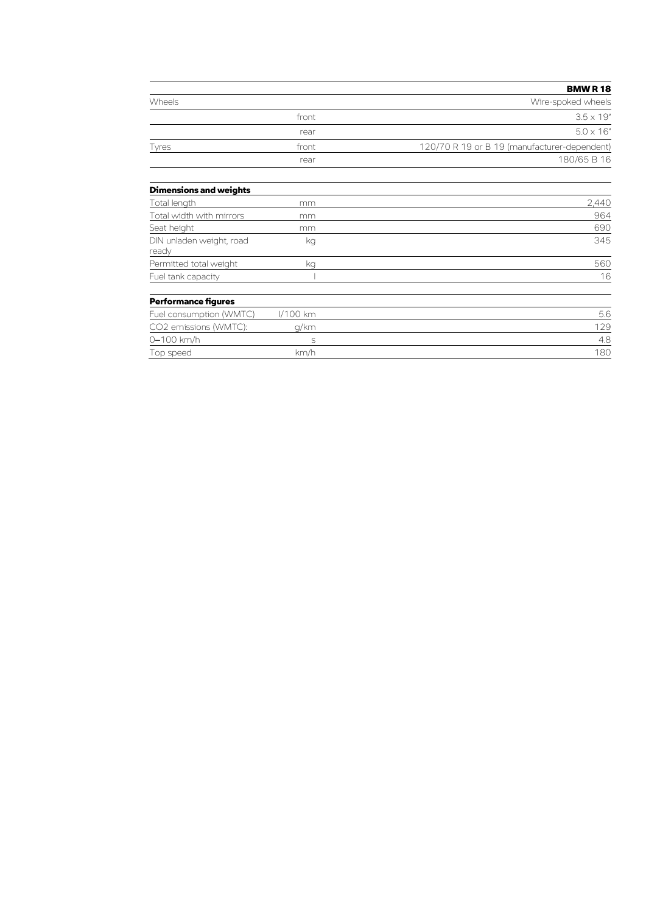| | | BMW R 18 |
|---|---|---|
| Wheels | | Wire-spoked wheels |
| | front | 3.5 x 19" |
| | rear | 5.0 x 16" |
| Tyres | front | 120/70 R 19 or B 19 (manufacturer-dependent) |
| | rear | 180/65 B 16 |

**Dimensions and weights**

| | | |
|---|---|---|
| Total length | mm | 2,440 |
| Total width with mirrors | mm | 964 |
| Seat height | mm | 690 |
| DIN unladen weight, road ready | kg | 345 |
| Permitted total weight | kg | 560 |
| Fuel tank capacity | l | 16 |

**Performance figures**

| | | |
|---|---|---|
| Fuel consumption (WMTC) | l/100 km | 5.6 |
| $CO_2$ emissions (WMTC): | g/km | 129 |
| 0–100 km/h | s | 4.8 |
| Top speed | km/h | 180 |